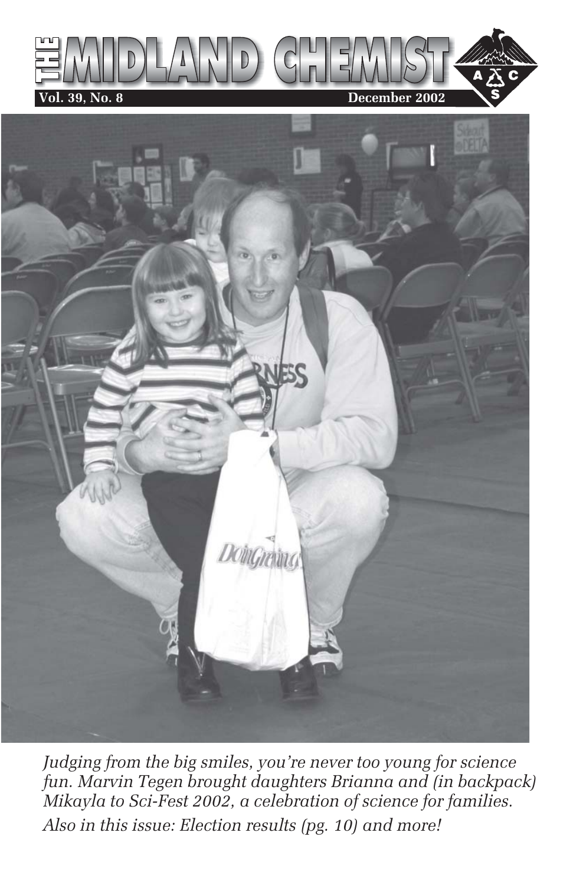# THE MIDLAND CHEMIST

**Vol. 39, No. 8** **December 2002**

*Judging from the big smiles, you're never too young for science fun. Marvin Tegen brought daughters Brianna and (in backpack) Mikayla to Sci-Fest 2002, a celebration of science for families.*

*Also in this issue: Election results (pg. 10) and more!*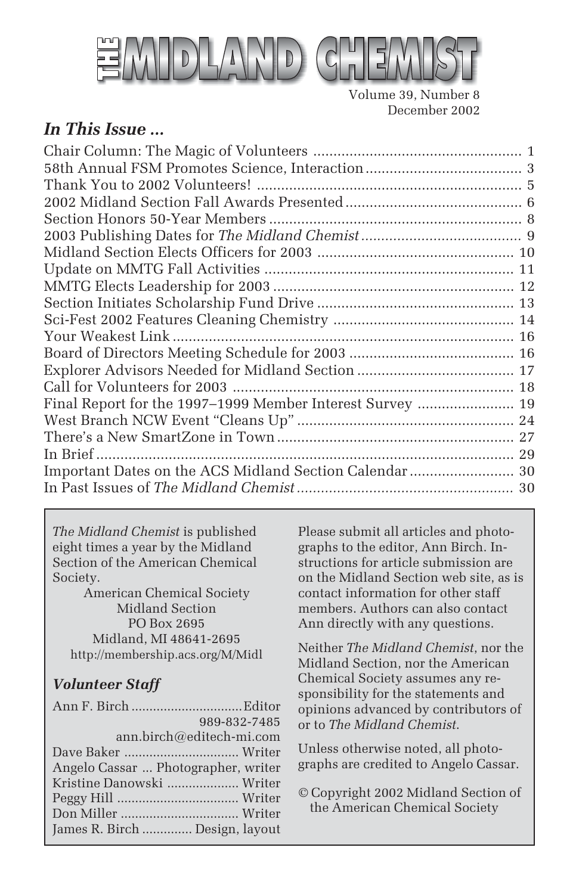# THE MIDLAND CHEMIST

Volume 39, Number 8
December 2002

## *In This Issue ...*

| | |
|---|---|
| Chair Column: The Magic of Volunteers | 1 |
| 58th Annual FSM Promotes Science, Interaction | 3 |
| Thank You to 2002 Volunteers! | 5 |
| 2002 Midland Section Fall Awards Presented | 6 |
| Section Honors 50-Year Members | 8 |
| 2003 Publishing Dates for *The Midland Chemist* | 9 |
| Midland Section Elects Officers for 2003 | 10 |
| Update on MMTG Fall Activities | 11 |
| MMTG Elects Leadership for 2003 | 12 |
| Section Initiates Scholarship Fund Drive | 13 |
| Sci-Fest 2002 Features Cleaning Chemistry | 14 |
| Your Weakest Link | 16 |
| Board of Directors Meeting Schedule for 2003 | 16 |
| Explorer Advisors Needed for Midland Section | 17 |
| Call for Volunteers for 2003 | 18 |
| Final Report for the 1997–1999 Member Interest Survey | 19 |
| West Branch NCW Event "Cleans Up" | 24 |
| There's a New SmartZone in Town | 27 |
| In Brief | 29 |
| Important Dates on the ACS Midland Section Calendar | 30 |
| In Past Issues of *The Midland Chemist* | 30 |

*The Midland Chemist* is published eight times a year by the Midland Section of the American Chemical Society.

American Chemical Society
Midland Section
PO Box 2695
Midland, MI 48641-2695
http://membership.acs.org/M/Midl

### *Volunteer Staff*

Ann F. Birch ... Editor
989-832-7485
ann.birch@editech-mi.com
Dave Baker ... Writer
Angelo Cassar ... Photographer, writer
Kristine Danowski ... Writer
Peggy Hill ... Writer
Don Miller ... Writer
James R. Birch ... Design, layout

Please submit all articles and photographs to the editor, Ann Birch. Instructions for article submission are on the Midland Section web site, as is contact information for other staff members. Authors can also contact Ann directly with any questions.

Neither *The Midland Chemist*, nor the Midland Section, nor the American Chemical Society assumes any responsibility for the statements and opinions advanced by contributors of or to *The Midland Chemist*.

Unless otherwise noted, all photographs are credited to Angelo Cassar.

© Copyright 2002 Midland Section of the American Chemical Society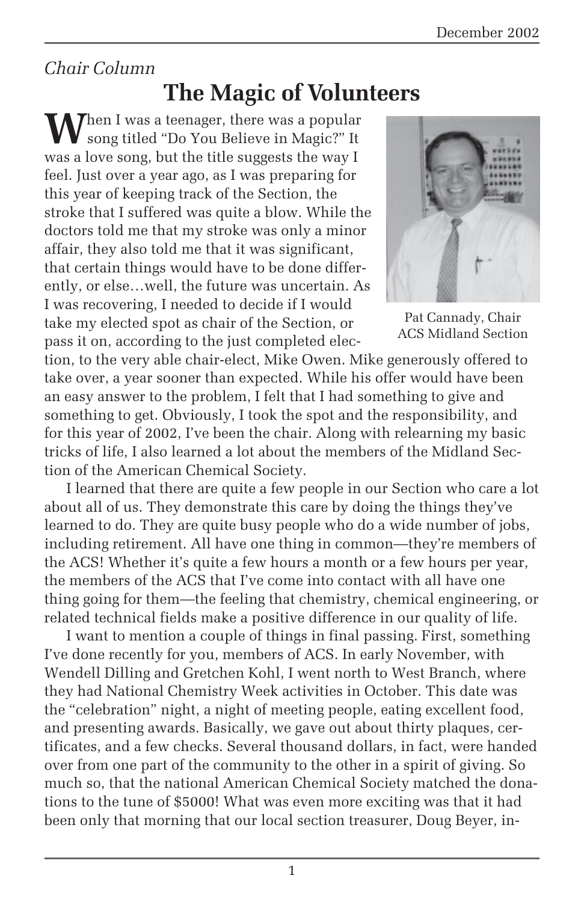*Chair Column*

# The Magic of Volunteers

When I was a teenager, there was a popular song titled "Do You Believe in Magic?" It was a love song, but the title suggests the way I feel. Just over a year ago, as I was preparing for this year of keeping track of the Section, the stroke that I suffered was quite a blow. While the doctors told me that my stroke was only a minor affair, they also told me that it was significant, that certain things would have to be done differently, or else…well, the future was uncertain. As I was recovering, I needed to decide if I would take my elected spot as chair of the Section, or pass it on, according to the just completed election, to the very able chair-elect, Mike Owen. Mike generously offered to take over, a year sooner than expected. While his offer would have been an easy answer to the problem, I felt that I had something to give and something to get. Obviously, I took the spot and the responsibility, and for this year of 2002, I've been the chair. Along with relearning my basic tricks of life, I also learned a lot about the members of the Midland Section of the American Chemical Society.

Pat Cannady, Chair ACS Midland Section

I learned that there are quite a few people in our Section who care a lot about all of us. They demonstrate this care by doing the things they've learned to do. They are quite busy people who do a wide number of jobs, including retirement. All have one thing in common—they're members of the ACS! Whether it's quite a few hours a month or a few hours per year, the members of the ACS that I've come into contact with all have one thing going for them—the feeling that chemistry, chemical engineering, or related technical fields make a positive difference in our quality of life.

I want to mention a couple of things in final passing. First, something I've done recently for you, members of ACS. In early November, with Wendell Dilling and Gretchen Kohl, I went north to West Branch, where they had National Chemistry Week activities in October. This date was the "celebration" night, a night of meeting people, eating excellent food, and presenting awards. Basically, we gave out about thirty plaques, certificates, and a few checks. Several thousand dollars, in fact, were handed over from one part of the community to the other in a spirit of giving. So much so, that the national American Chemical Society matched the donations to the tune of $5000! What was even more exciting was that it had been only that morning that our local section treasurer, Doug Beyer, in-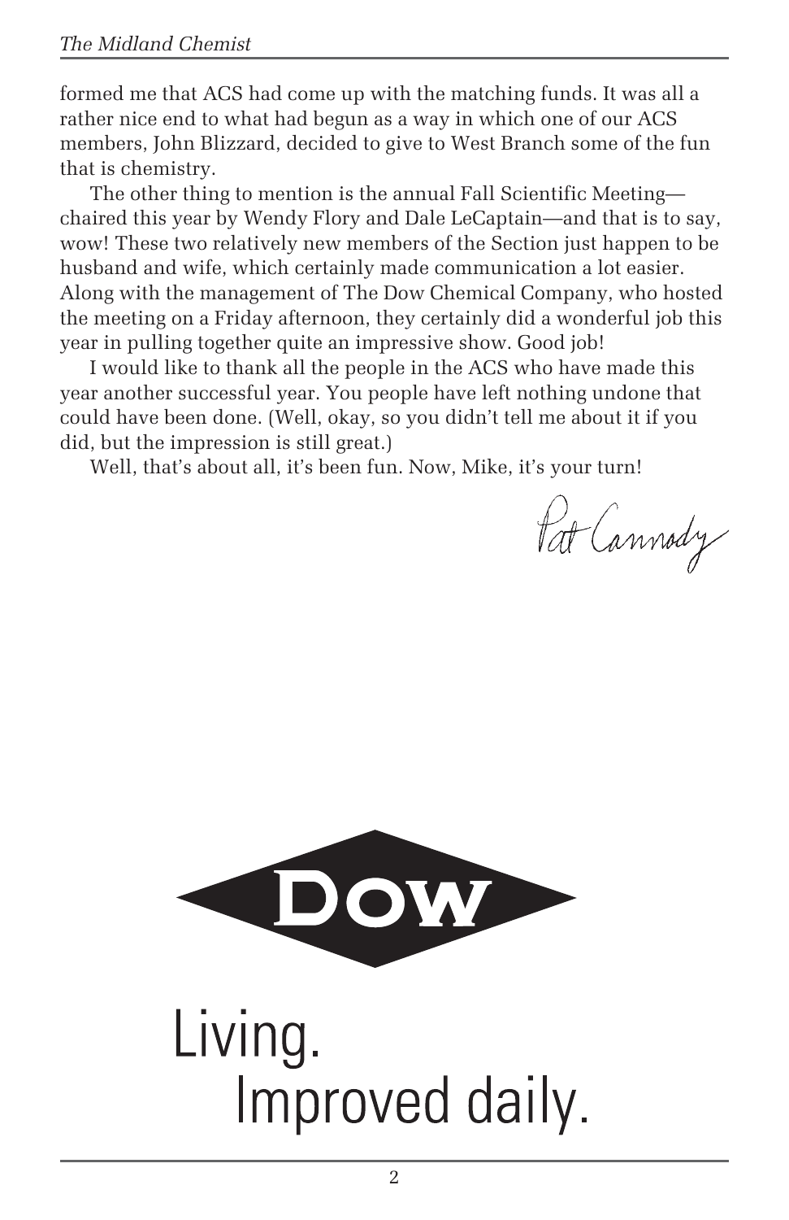formed me that ACS had come up with the matching funds. It was all a rather nice end to what had begun as a way in which one of our ACS members, John Blizzard, decided to give to West Branch some of the fun that is chemistry.

The other thing to mention is the annual Fall Scientific Meeting—chaired this year by Wendy Flory and Dale LeCaptain—and that is to say, wow! These two relatively new members of the Section just happen to be husband and wife, which certainly made communication a lot easier. Along with the management of The Dow Chemical Company, who hosted the meeting on a Friday afternoon, they certainly did a wonderful job this year in pulling together quite an impressive show. Good job!

I would like to thank all the people in the ACS who have made this year another successful year. You people have left nothing undone that could have been done. (Well, okay, so you didn't tell me about it if you did, but the impression is still great.)

Well, that's about all, it's been fun. Now, Mike, it's your turn!

Pat Cannody

DOW

Living.
Improved daily.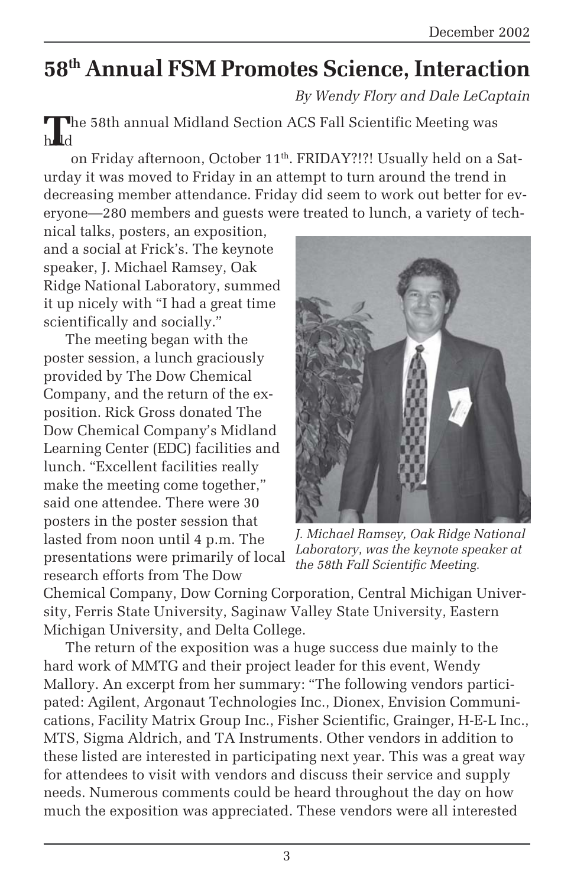# 58th Annual FSM Promotes Science, Interaction

*By Wendy Flory and Dale LeCaptain*

The 58th annual Midland Section ACS Fall Scientific Meeting was held on Friday afternoon, October 11th. FRIDAY?!?! Usually held on a Saturday it was moved to Friday in an attempt to turn around the trend in decreasing member attendance. Friday did seem to work out better for everyone—280 members and guests were treated to lunch, a variety of technical talks, posters, an exposition, and a social at Frick's. The keynote speaker, J. Michael Ramsey, Oak Ridge National Laboratory, summed it up nicely with "I had a great time scientifically and socially."

The meeting began with the poster session, a lunch graciously provided by The Dow Chemical Company, and the return of the exposition. Rick Gross donated The Dow Chemical Company's Midland Learning Center (EDC) facilities and lunch. "Excellent facilities really make the meeting come together," said one attendee. There were 30 posters in the poster session that lasted from noon until 4 p.m. The presentations were primarily of local research efforts from The Dow Chemical Company, Dow Corning Corporation, Central Michigan University, Ferris State University, Saginaw Valley State University, Eastern Michigan University, and Delta College.

*J. Michael Ramsey, Oak Ridge National Laboratory, was the keynote speaker at the 58th Fall Scientific Meeting.*

The return of the exposition was a huge success due mainly to the hard work of MMTG and their project leader for this event, Wendy Mallory. An excerpt from her summary: "The following vendors participated: Agilent, Argonaut Technologies Inc., Dionex, Envision Communications, Facility Matrix Group Inc., Fisher Scientific, Grainger, H-E-L Inc., MTS, Sigma Aldrich, and TA Instruments. Other vendors in addition to these listed are interested in participating next year. This was a great way for attendees to visit with vendors and discuss their service and supply needs. Numerous comments could be heard throughout the day on how much the exposition was appreciated. These vendors were all interested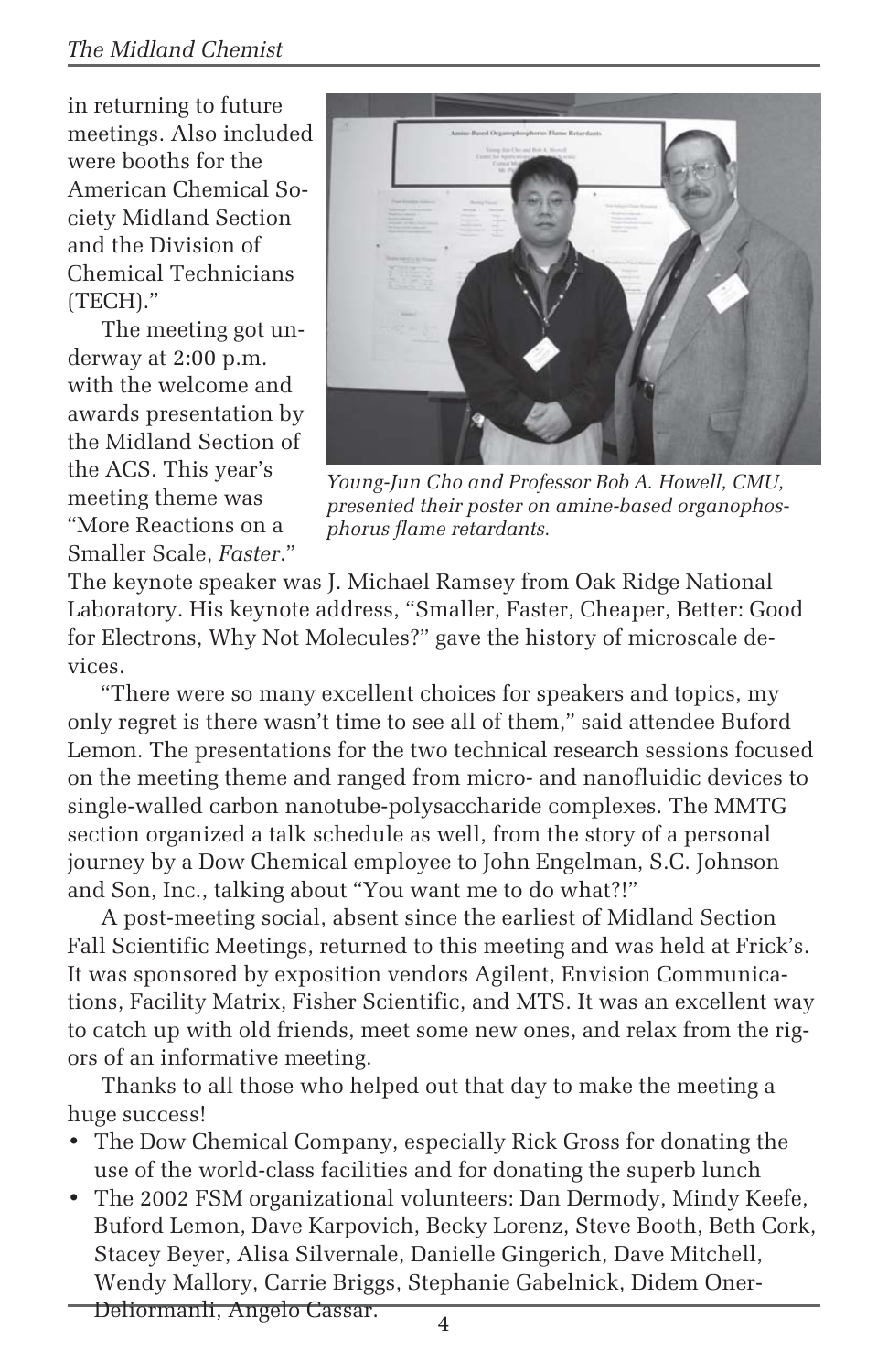in returning to future meetings. Also included were booths for the American Chemical Society Midland Section and the Division of Chemical Technicians (TECH)."

The meeting got underway at 2:00 p.m. with the welcome and awards presentation by the Midland Section of the ACS. This year's meeting theme was "More Reactions on a Smaller Scale, *Faster*." The keynote speaker was J. Michael Ramsey from Oak Ridge National Laboratory. His keynote address, "Smaller, Faster, Cheaper, Better: Good for Electrons, Why Not Molecules?" gave the history of microscale devices.

*Young-Jun Cho and Professor Bob A. Howell, CMU, presented their poster on amine-based organophosphorus flame retardants.*

"There were so many excellent choices for speakers and topics, my only regret is there wasn't time to see all of them," said attendee Buford Lemon. The presentations for the two technical research sessions focused on the meeting theme and ranged from micro- and nanofluidic devices to single-walled carbon nanotube-polysaccharide complexes. The MMTG section organized a talk schedule as well, from the story of a personal journey by a Dow Chemical employee to John Engelman, S.C. Johnson and Son, Inc., talking about "You want me to do what?!"

A post-meeting social, absent since the earliest of Midland Section Fall Scientific Meetings, returned to this meeting and was held at Frick's. It was sponsored by exposition vendors Agilent, Envision Communications, Facility Matrix, Fisher Scientific, and MTS. It was an excellent way to catch up with old friends, meet some new ones, and relax from the rigors of an informative meeting.

Thanks to all those who helped out that day to make the meeting a huge success!

- The Dow Chemical Company, especially Rick Gross for donating the use of the world-class facilities and for donating the superb lunch
- The 2002 FSM organizational volunteers: Dan Dermody, Mindy Keefe, Buford Lemon, Dave Karpovich, Becky Lorenz, Steve Booth, Beth Cork, Stacey Beyer, Alisa Silvernale, Danielle Gingerich, Dave Mitchell, Wendy Mallory, Carrie Briggs, Stephanie Gabelnick, Didem Oner-Deliormanli, Angelo Cassar.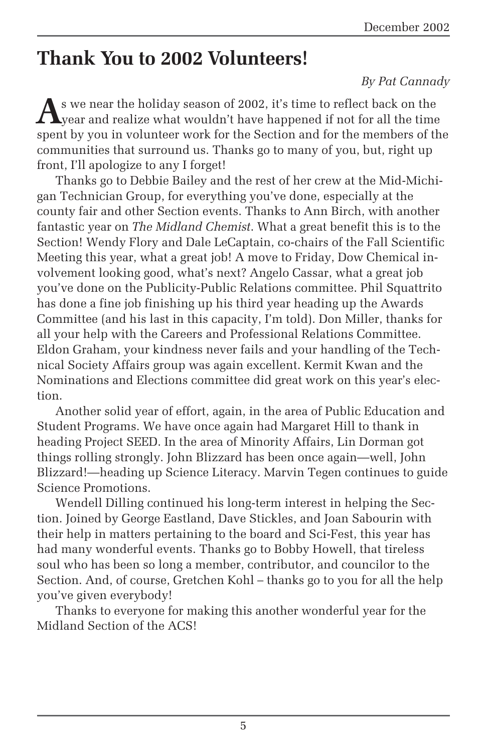# Thank You to 2002 Volunteers!

*By Pat Cannady*

As we near the holiday season of 2002, it's time to reflect back on the year and realize what wouldn't have happened if not for all the time spent by you in volunteer work for the Section and for the members of the communities that surround us. Thanks go to many of you, but, right up front, I'll apologize to any I forget!

Thanks go to Debbie Bailey and the rest of her crew at the Mid-Michigan Technician Group, for everything you've done, especially at the county fair and other Section events. Thanks to Ann Birch, with another fantastic year on *The Midland Chemist*. What a great benefit this is to the Section! Wendy Flory and Dale LeCaptain, co-chairs of the Fall Scientific Meeting this year, what a great job! A move to Friday, Dow Chemical involvement looking good, what's next? Angelo Cassar, what a great job you've done on the Publicity-Public Relations committee. Phil Squattrito has done a fine job finishing up his third year heading up the Awards Committee (and his last in this capacity, I'm told). Don Miller, thanks for all your help with the Careers and Professional Relations Committee. Eldon Graham, your kindness never fails and your handling of the Technical Society Affairs group was again excellent. Kermit Kwan and the Nominations and Elections committee did great work on this year's election.

Another solid year of effort, again, in the area of Public Education and Student Programs. We have once again had Margaret Hill to thank in heading Project SEED. In the area of Minority Affairs, Lin Dorman got things rolling strongly. John Blizzard has been once again—well, John Blizzard!—heading up Science Literacy. Marvin Tegen continues to guide Science Promotions.

Wendell Dilling continued his long-term interest in helping the Section. Joined by George Eastland, Dave Stickles, and Joan Sabourin with their help in matters pertaining to the board and Sci-Fest, this year has had many wonderful events. Thanks go to Bobby Howell, that tireless soul who has been so long a member, contributor, and councilor to the Section. And, of course, Gretchen Kohl – thanks go to you for all the help you've given everybody!

Thanks to everyone for making this another wonderful year for the Midland Section of the ACS!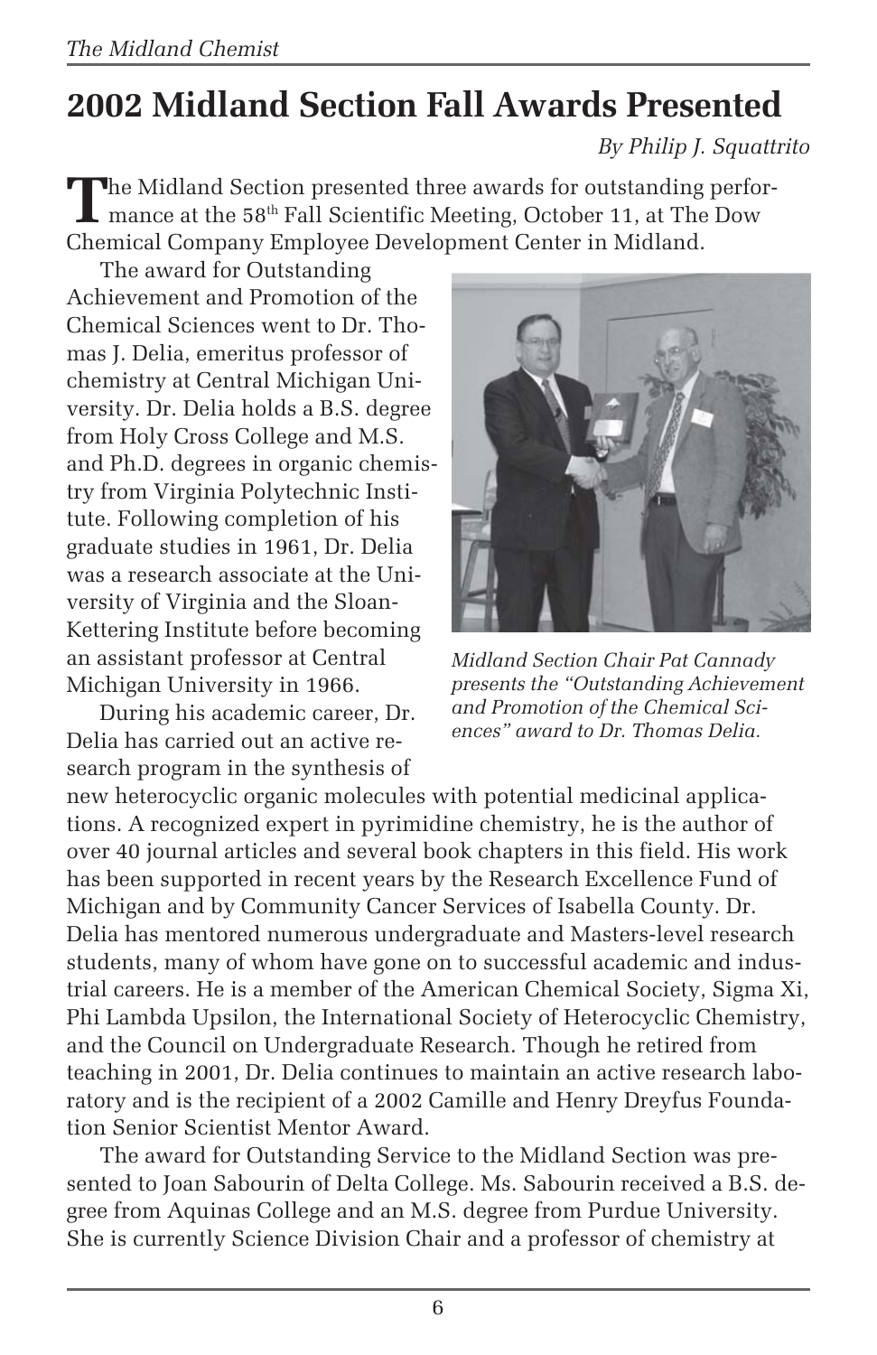# 2002 Midland Section Fall Awards Presented

*By Philip J. Squattrito*

The Midland Section presented three awards for outstanding performance at the 58th Fall Scientific Meeting, October 11, at The Dow Chemical Company Employee Development Center in Midland.

The award for Outstanding Achievement and Promotion of the Chemical Sciences went to Dr. Thomas J. Delia, emeritus professor of chemistry at Central Michigan University. Dr. Delia holds a B.S. degree from Holy Cross College and M.S. and Ph.D. degrees in organic chemistry from Virginia Polytechnic Institute. Following completion of his graduate studies in 1961, Dr. Delia was a research associate at the University of Virginia and the Sloan-Kettering Institute before becoming an assistant professor at Central Michigan University in 1966.

*Midland Section Chair Pat Cannady presents the "Outstanding Achievement and Promotion of the Chemical Sciences" award to Dr. Thomas Delia.*

During his academic career, Dr. Delia has carried out an active research program in the synthesis of new heterocyclic organic molecules with potential medicinal applications. A recognized expert in pyrimidine chemistry, he is the author of over 40 journal articles and several book chapters in this field. His work has been supported in recent years by the Research Excellence Fund of Michigan and by Community Cancer Services of Isabella County. Dr. Delia has mentored numerous undergraduate and Masters-level research students, many of whom have gone on to successful academic and industrial careers. He is a member of the American Chemical Society, Sigma Xi, Phi Lambda Upsilon, the International Society of Heterocyclic Chemistry, and the Council on Undergraduate Research. Though he retired from teaching in 2001, Dr. Delia continues to maintain an active research laboratory and is the recipient of a 2002 Camille and Henry Dreyfus Foundation Senior Scientist Mentor Award.

The award for Outstanding Service to the Midland Section was presented to Joan Sabourin of Delta College. Ms. Sabourin received a B.S. degree from Aquinas College and an M.S. degree from Purdue University. She is currently Science Division Chair and a professor of chemistry at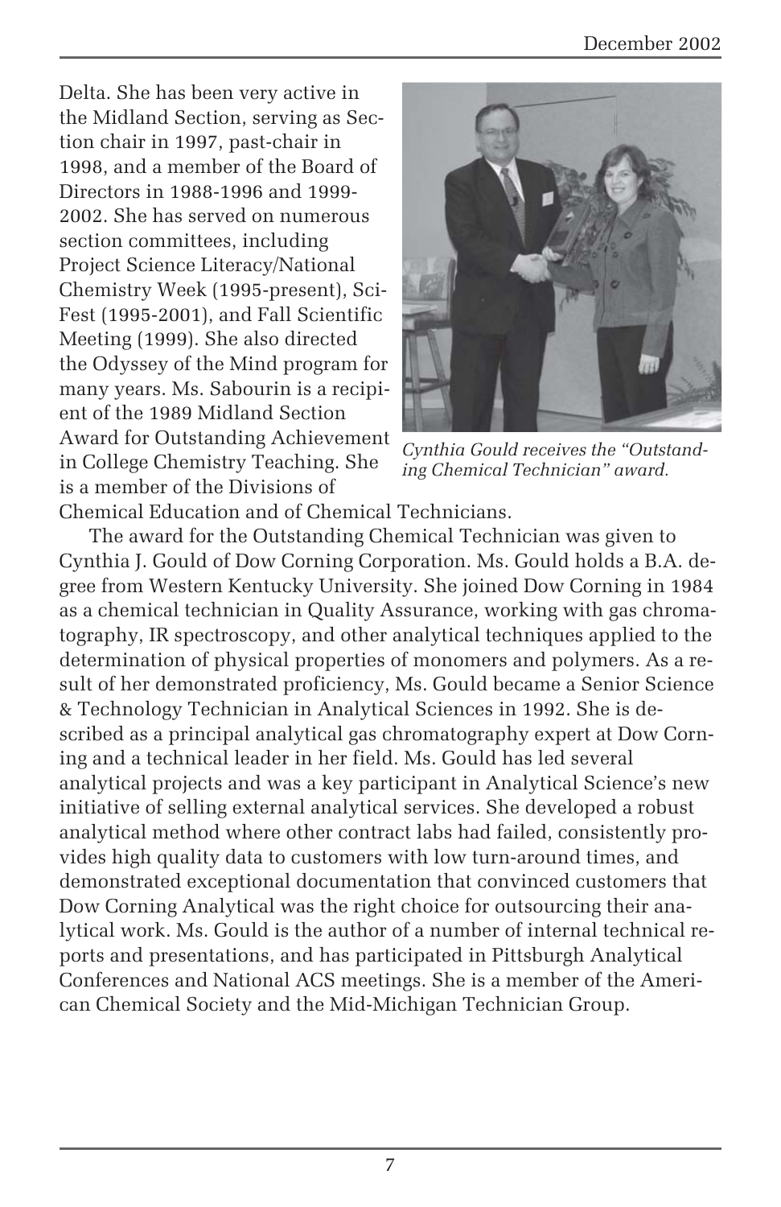Delta. She has been very active in the Midland Section, serving as Section chair in 1997, past-chair in 1998, and a member of the Board of Directors in 1988-1996 and 1999-2002. She has served on numerous section committees, including Project Science Literacy/National Chemistry Week (1995-present), Sci-Fest (1995-2001), and Fall Scientific Meeting (1999). She also directed the Odyssey of the Mind program for many years. Ms. Sabourin is a recipient of the 1989 Midland Section Award for Outstanding Achievement in College Chemistry Teaching. She is a member of the Divisions of Chemical Education and of Chemical Technicians.

*Cynthia Gould receives the "Outstanding Chemical Technician" award.*

The award for the Outstanding Chemical Technician was given to Cynthia J. Gould of Dow Corning Corporation. Ms. Gould holds a B.A. degree from Western Kentucky University. She joined Dow Corning in 1984 as a chemical technician in Quality Assurance, working with gas chromatography, IR spectroscopy, and other analytical techniques applied to the determination of physical properties of monomers and polymers. As a result of her demonstrated proficiency, Ms. Gould became a Senior Science & Technology Technician in Analytical Sciences in 1992. She is described as a principal analytical gas chromatography expert at Dow Corning and a technical leader in her field. Ms. Gould has led several analytical projects and was a key participant in Analytical Science's new initiative of selling external analytical services. She developed a robust analytical method where other contract labs had failed, consistently provides high quality data to customers with low turn-around times, and demonstrated exceptional documentation that convinced customers that Dow Corning Analytical was the right choice for outsourcing their analytical work. Ms. Gould is the author of a number of internal technical reports and presentations, and has participated in Pittsburgh Analytical Conferences and National ACS meetings. She is a member of the American Chemical Society and the Mid-Michigan Technician Group.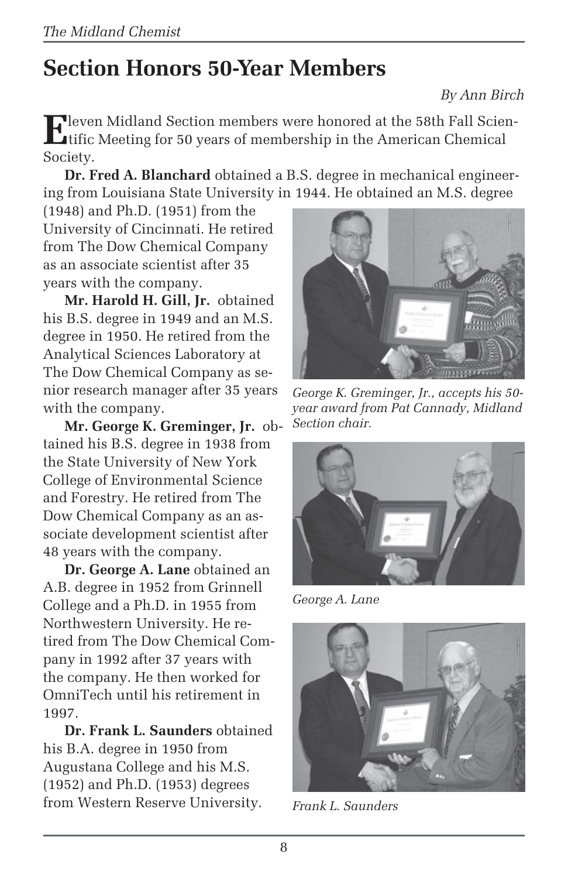# Section Honors 50-Year Members

*By Ann Birch*

Eleven Midland Section members were honored at the 58th Fall Scientific Meeting for 50 years of membership in the American Chemical Society.

**Dr. Fred A. Blanchard** obtained a B.S. degree in mechanical engineering from Louisiana State University in 1944. He obtained an M.S. degree (1948) and Ph.D. (1951) from the University of Cincinnati. He retired from The Dow Chemical Company as an associate scientist after 35 years with the company.

**Mr. Harold H. Gill, Jr.** obtained his B.S. degree in 1949 and an M.S. degree in 1950. He retired from the Analytical Sciences Laboratory at The Dow Chemical Company as senior research manager after 35 years with the company.

**Mr. George K. Greminger, Jr.** obtained his B.S. degree in 1938 from the State University of New York College of Environmental Science and Forestry. He retired from The Dow Chemical Company as an associate development scientist after 48 years with the company.

**Dr. George A. Lane** obtained an A.B. degree in 1952 from Grinnell College and a Ph.D. in 1955 from Northwestern University. He retired from The Dow Chemical Company in 1992 after 37 years with the company. He then worked for OmniTech until his retirement in 1997.

**Dr. Frank L. Saunders** obtained his B.A. degree in 1950 from Augustana College and his M.S. (1952) and Ph.D. (1953) degrees from Western Reserve University.

*George K. Greminger, Jr., accepts his 50-year award from Pat Cannady, Midland Section chair.*

*George A. Lane*

*Frank L. Saunders*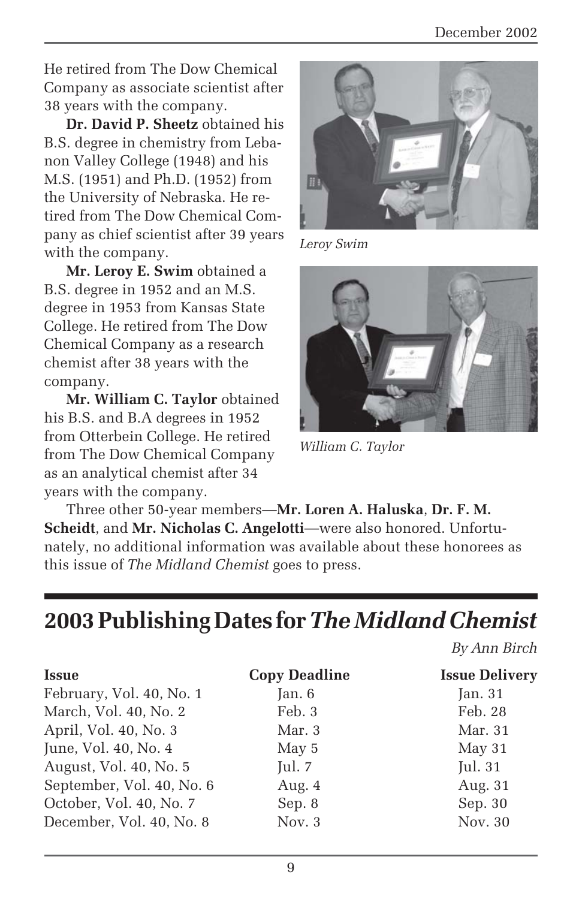He retired from The Dow Chemical Company as associate scientist after 38 years with the company.

**Dr. David P. Sheetz** obtained his B.S. degree in chemistry from Lebanon Valley College (1948) and his M.S. (1951) and Ph.D. (1952) from the University of Nebraska. He retired from The Dow Chemical Company as chief scientist after 39 years with the company.

**Mr. Leroy E. Swim** obtained a B.S. degree in 1952 and an M.S. degree in 1953 from Kansas State College. He retired from The Dow Chemical Company as a research chemist after 38 years with the company.

**Mr. William C. Taylor** obtained his B.S. and B.A degrees in 1952 from Otterbein College. He retired from The Dow Chemical Company as an analytical chemist after 34 years with the company.

*Leroy Swim*

*William C. Taylor*

Three other 50-year members—**Mr. Loren A. Haluska**, **Dr. F. M. Scheidt**, and **Mr. Nicholas C. Angelotti**—were also honored. Unfortunately, no additional information was available about these honorees as this issue of *The Midland Chemist* goes to press.

## 2003 Publishing Dates for *The Midland Chemist*

*By Ann Birch*

| Issue | Copy Deadline | Issue Delivery |
|---|---|---|
| February, Vol. 40, No. 1 | Jan. 6 | Jan. 31 |
| March, Vol. 40, No. 2 | Feb. 3 | Feb. 28 |
| April, Vol. 40, No. 3 | Mar. 3 | Mar. 31 |
| June, Vol. 40, No. 4 | May 5 | May 31 |
| August, Vol. 40, No. 5 | Jul. 7 | Jul. 31 |
| September, Vol. 40, No. 6 | Aug. 4 | Aug. 31 |
| October, Vol. 40, No. 7 | Sep. 8 | Sep. 30 |
| December, Vol. 40, No. 8 | Nov. 3 | Nov. 30 |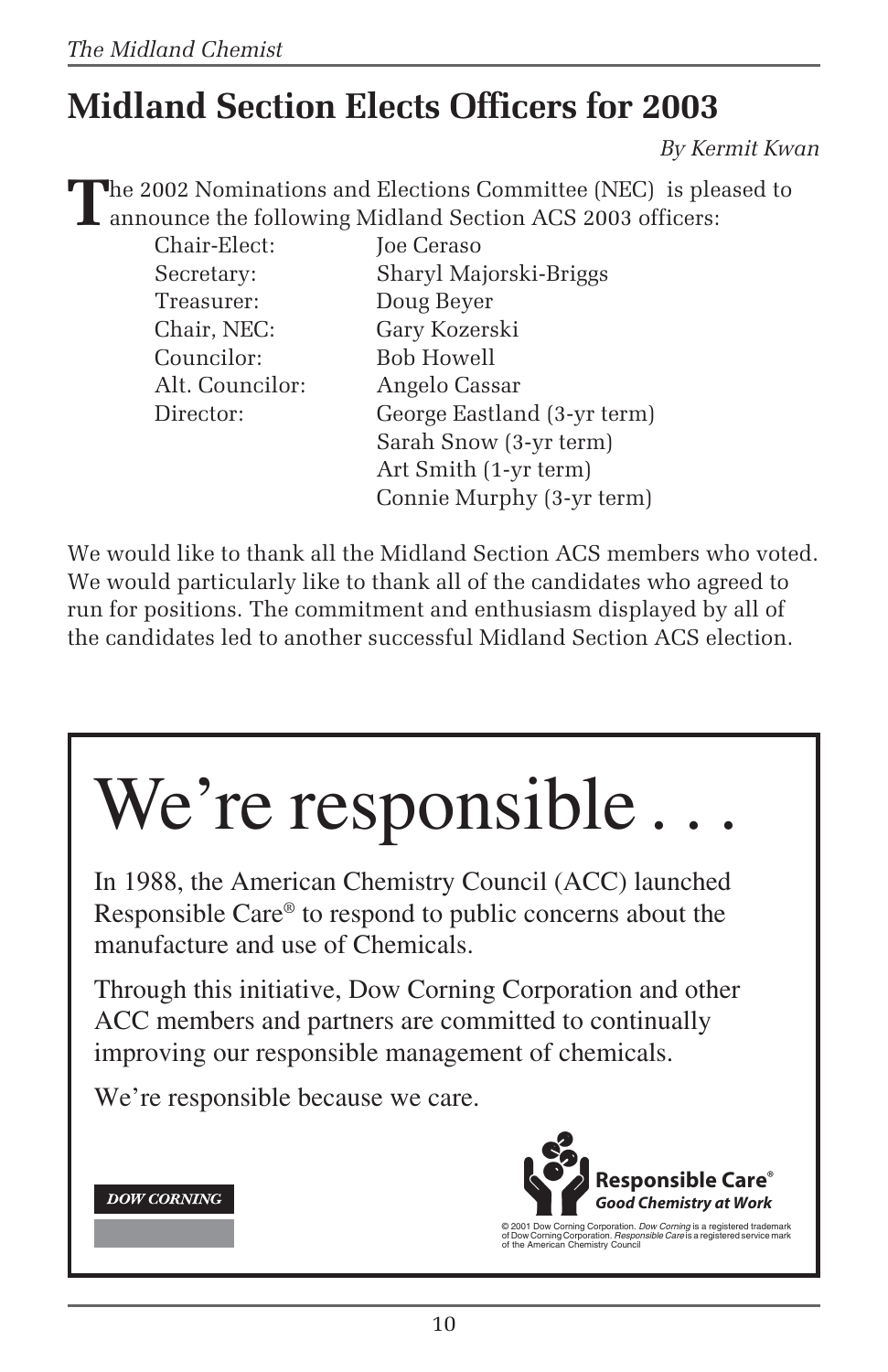# Midland Section Elects Officers for 2003

*By Kermit Kwan*

The 2002 Nominations and Elections Committee (NEC) is pleased to announce the following Midland Section ACS 2003 officers:

| | |
|---|---|
| Chair-Elect: | Joe Ceraso |
| Secretary: | Sharyl Majorski-Briggs |
| Treasurer: | Doug Beyer |
| Chair, NEC: | Gary Kozerski |
| Councilor: | Bob Howell |
| Alt. Councilor: | Angelo Cassar |
| Director: | George Eastland (3-yr term) |
| | Sarah Snow (3-yr term) |
| | Art Smith (1-yr term) |
| | Connie Murphy (3-yr term) |

We would like to thank all the Midland Section ACS members who voted. We would particularly like to thank all of the candidates who agreed to run for positions. The commitment and enthusiasm displayed by all of the candidates led to another successful Midland Section ACS election.

# We're responsible . . .

In 1988, the American Chemistry Council (ACC) launched Responsible Care® to respond to public concerns about the manufacture and use of Chemicals.

Through this initiative, Dow Corning Corporation and other ACC members and partners are committed to continually improving our responsible management of chemicals.

We're responsible because we care.

DOW CORNING

**Responsible Care®**
***Good Chemistry at Work***

© 2001 Dow Corning Corporation. *Dow Corning* is a registered trademark of Dow Corning Corporation. *Responsible Care* is a registered service mark of the American Chemistry Council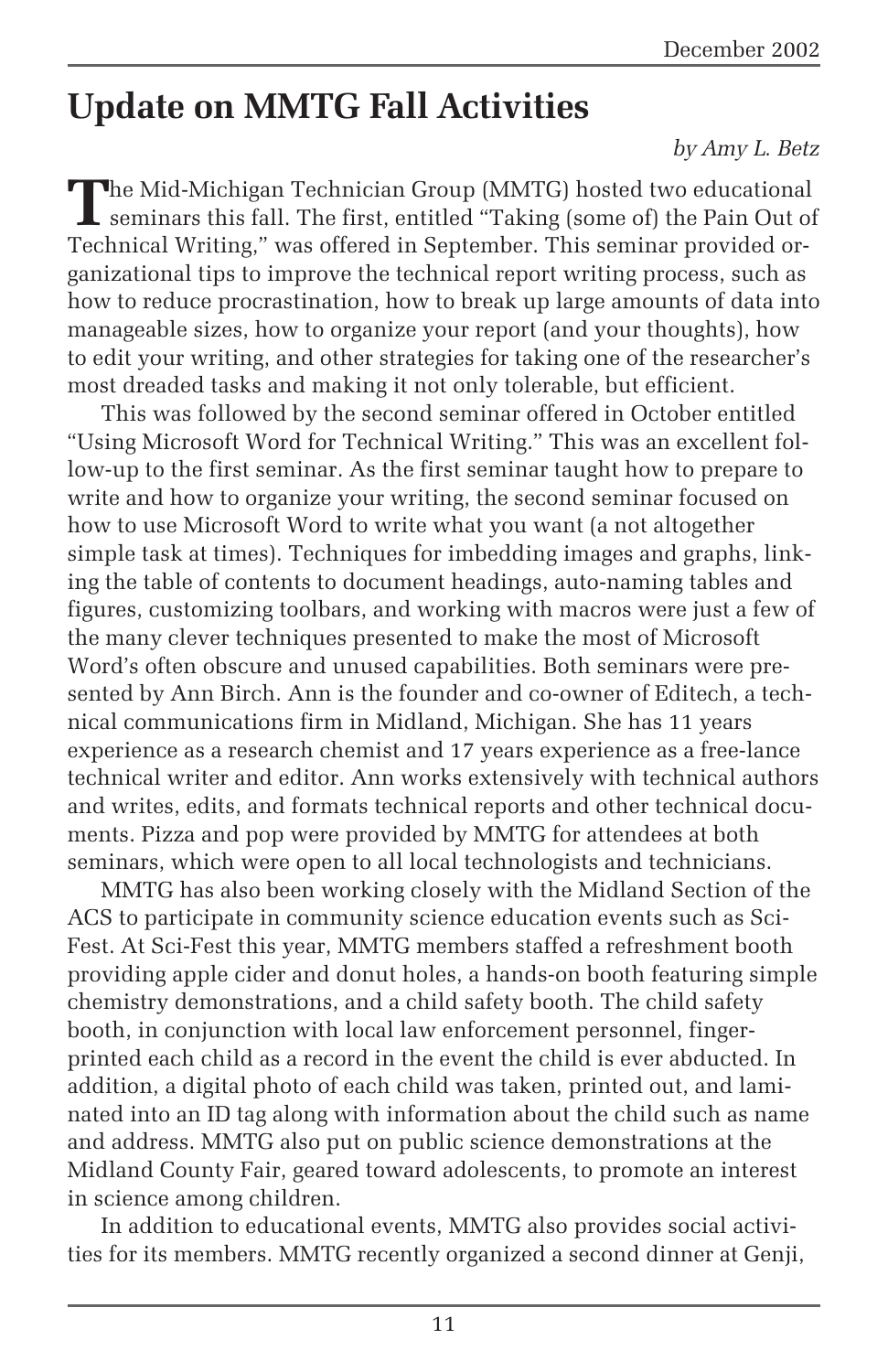# Update on MMTG Fall Activities

*by Amy L. Betz*

The Mid-Michigan Technician Group (MMTG) hosted two educational seminars this fall. The first, entitled "Taking (some of) the Pain Out of Technical Writing," was offered in September. This seminar provided organizational tips to improve the technical report writing process, such as how to reduce procrastination, how to break up large amounts of data into manageable sizes, how to organize your report (and your thoughts), how to edit your writing, and other strategies for taking one of the researcher's most dreaded tasks and making it not only tolerable, but efficient.

This was followed by the second seminar offered in October entitled "Using Microsoft Word for Technical Writing." This was an excellent follow-up to the first seminar. As the first seminar taught how to prepare to write and how to organize your writing, the second seminar focused on how to use Microsoft Word to write what you want (a not altogether simple task at times). Techniques for imbedding images and graphs, linking the table of contents to document headings, auto-naming tables and figures, customizing toolbars, and working with macros were just a few of the many clever techniques presented to make the most of Microsoft Word's often obscure and unused capabilities. Both seminars were presented by Ann Birch. Ann is the founder and co-owner of Editech, a technical communications firm in Midland, Michigan. She has 11 years experience as a research chemist and 17 years experience as a free-lance technical writer and editor. Ann works extensively with technical authors and writes, edits, and formats technical reports and other technical documents. Pizza and pop were provided by MMTG for attendees at both seminars, which were open to all local technologists and technicians.

MMTG has also been working closely with the Midland Section of the ACS to participate in community science education events such as Sci-Fest. At Sci-Fest this year, MMTG members staffed a refreshment booth providing apple cider and donut holes, a hands-on booth featuring simple chemistry demonstrations, and a child safety booth. The child safety booth, in conjunction with local law enforcement personnel, fingerprinted each child as a record in the event the child is ever abducted. In addition, a digital photo of each child was taken, printed out, and laminated into an ID tag along with information about the child such as name and address. MMTG also put on public science demonstrations at the Midland County Fair, geared toward adolescents, to promote an interest in science among children.

In addition to educational events, MMTG also provides social activities for its members. MMTG recently organized a second dinner at Genji,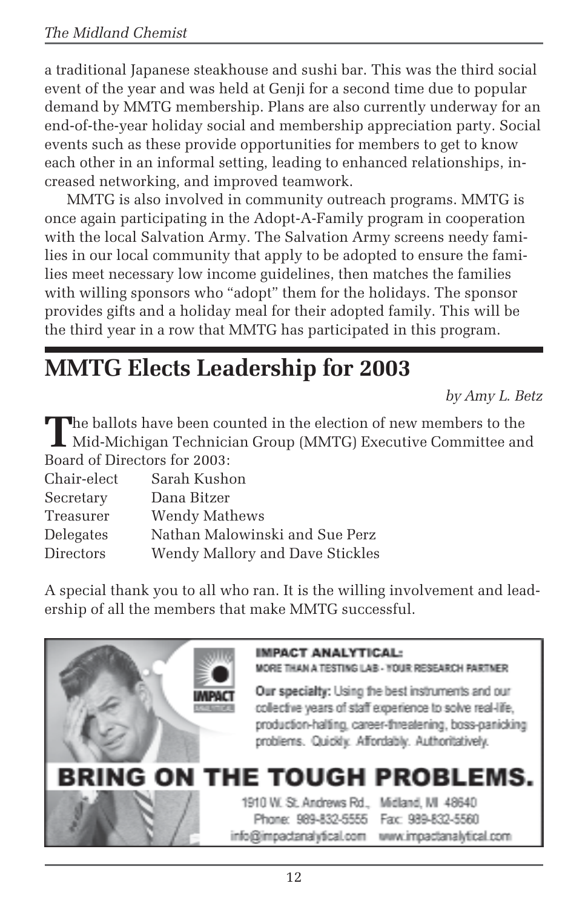a traditional Japanese steakhouse and sushi bar. This was the third social event of the year and was held at Genji for a second time due to popular demand by MMTG membership. Plans are also currently underway for an end-of-the-year holiday social and membership appreciation party. Social events such as these provide opportunities for members to get to know each other in an informal setting, leading to enhanced relationships, increased networking, and improved teamwork.

MMTG is also involved in community outreach programs. MMTG is once again participating in the Adopt-A-Family program in cooperation with the local Salvation Army. The Salvation Army screens needy families in our local community that apply to be adopted to ensure the families meet necessary low income guidelines, then matches the families with willing sponsors who "adopt" them for the holidays. The sponsor provides gifts and a holiday meal for their adopted family. This will be the third year in a row that MMTG has participated in this program.

# MMTG Elects Leadership for 2003

*by Amy L. Betz*

The ballots have been counted in the election of new members to the Mid-Michigan Technician Group (MMTG) Executive Committee and Board of Directors for 2003:

| | |
|---|---|
| Chair-elect | Sarah Kushon |
| Secretary | Dana Bitzer |
| Treasurer | Wendy Mathews |
| Delegates | Nathan Malowinski and Sue Perz |
| Directors | Wendy Mallory and Dave Stickles |

A special thank you to all who ran. It is the willing involvement and leadership of all the members that make MMTG successful.

**IMPACT ANALYTICAL:**
MORE THAN A TESTING LAB - YOUR RESEARCH PARTNER

**Our specialty:** Using the best instruments and our collective years of staff experience to solve real-life, production-halting, career-threatening, boss-panicking problems. Quickly. Affordably. Authoritatively.

**BRING ON THE TOUGH PROBLEMS.**

1910 W. St. Andrews Rd., Midland, MI 48640
Phone: 989-832-5555 Fax: 989-832-5560
info@impactanalytical.com www.impactanalytical.com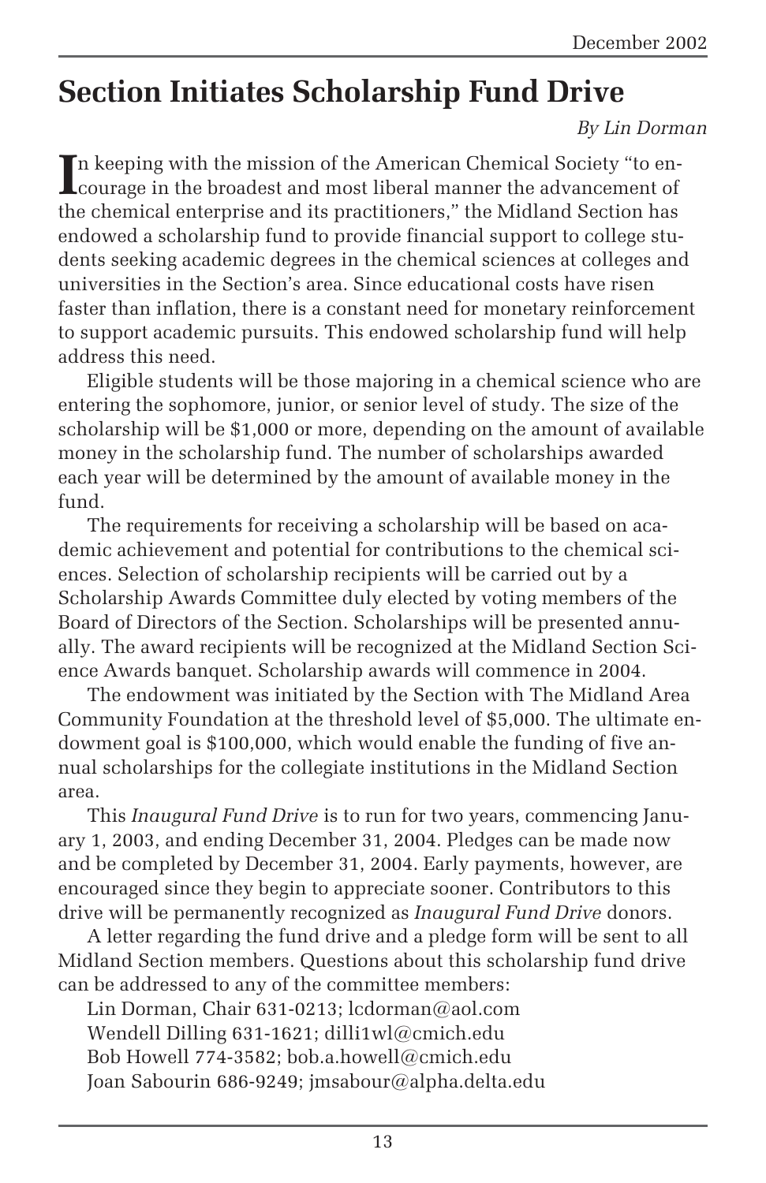# Section Initiates Scholarship Fund Drive

*By Lin Dorman*

In keeping with the mission of the American Chemical Society "to encourage in the broadest and most liberal manner the advancement of the chemical enterprise and its practitioners," the Midland Section has endowed a scholarship fund to provide financial support to college students seeking academic degrees in the chemical sciences at colleges and universities in the Section's area. Since educational costs have risen faster than inflation, there is a constant need for monetary reinforcement to support academic pursuits. This endowed scholarship fund will help address this need.

Eligible students will be those majoring in a chemical science who are entering the sophomore, junior, or senior level of study. The size of the scholarship will be $1,000 or more, depending on the amount of available money in the scholarship fund. The number of scholarships awarded each year will be determined by the amount of available money in the fund.

The requirements for receiving a scholarship will be based on academic achievement and potential for contributions to the chemical sciences. Selection of scholarship recipients will be carried out by a Scholarship Awards Committee duly elected by voting members of the Board of Directors of the Section. Scholarships will be presented annually. The award recipients will be recognized at the Midland Section Science Awards banquet. Scholarship awards will commence in 2004.

The endowment was initiated by the Section with The Midland Area Community Foundation at the threshold level of $5,000. The ultimate endowment goal is $100,000, which would enable the funding of five annual scholarships for the collegiate institutions in the Midland Section area.

This *Inaugural Fund Drive* is to run for two years, commencing January 1, 2003, and ending December 31, 2004. Pledges can be made now and be completed by December 31, 2004. Early payments, however, are encouraged since they begin to appreciate sooner. Contributors to this drive will be permanently recognized as *Inaugural Fund Drive* donors.

A letter regarding the fund drive and a pledge form will be sent to all Midland Section members. Questions about this scholarship fund drive can be addressed to any of the committee members:

Lin Dorman, Chair 631-0213; lcdorman@aol.com
Wendell Dilling 631-1621; dilli1wl@cmich.edu
Bob Howell 774-3582; bob.a.howell@cmich.edu
Joan Sabourin 686-9249; jmsabour@alpha.delta.edu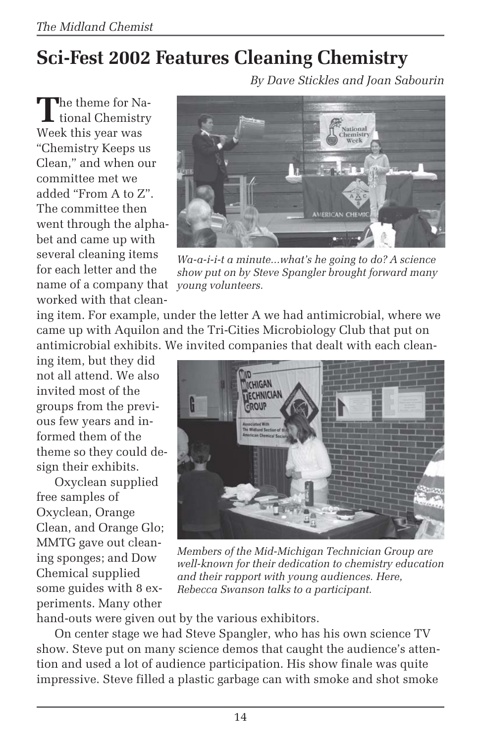# Sci-Fest 2002 Features Cleaning Chemistry

*By Dave Stickles and Joan Sabourin*

The theme for National Chemistry Week this year was "Chemistry Keeps us Clean," and when our committee met we added "From A to Z". The committee then went through the alphabet and came up with several cleaning items for each letter and the name of a company that worked with that cleaning item. For example, under the letter A we had antimicrobial, where we came up with Aquilon and the Tri-Cities Microbiology Club that put on antimicrobial exhibits. We invited companies that dealt with each cleaning item, but they did not all attend. We also invited most of the groups from the previous few years and informed them of the theme so they could design their exhibits.

*Wa-a-i-i-t a minute...what's he going to do? A science show put on by Steve Spangler brought forward many young volunteers.*

Oxyclean supplied free samples of Oxyclean, Orange Clean, and Orange Glo; MMTG gave out cleaning sponges; and Dow Chemical supplied some guides with 8 experiments. Many other hand-outs were given out by the various exhibitors.

*Members of the Mid-Michigan Technician Group are well-known for their dedication to chemistry education and their rapport with young audiences. Here, Rebecca Swanson talks to a participant.*

On center stage we had Steve Spangler, who has his own science TV show. Steve put on many science demos that caught the audience's attention and used a lot of audience participation. His show finale was quite impressive. Steve filled a plastic garbage can with smoke and shot smoke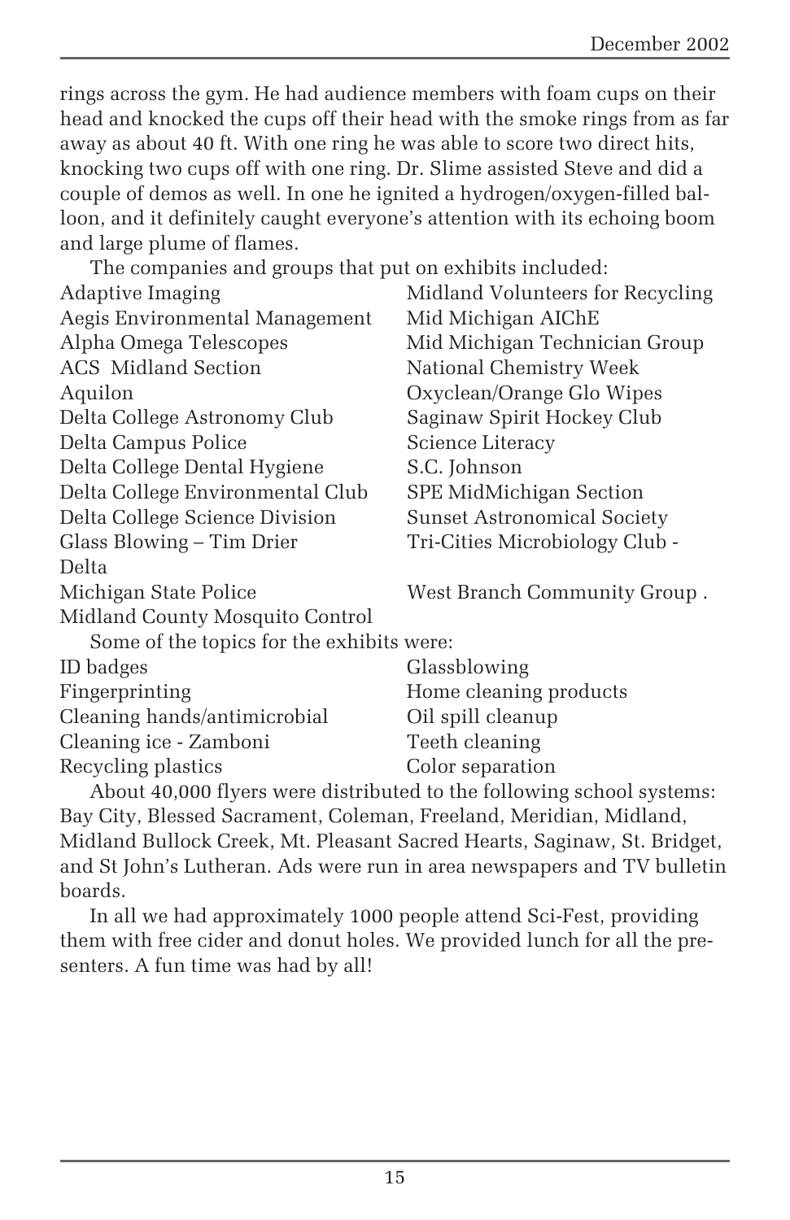rings across the gym. He had audience members with foam cups on their head and knocked the cups off their head with the smoke rings from as far away as about 40 ft. With one ring he was able to score two direct hits, knocking two cups off with one ring. Dr. Slime assisted Steve and did a couple of demos as well. In one he ignited a hydrogen/oxygen-filled balloon, and it definitely caught everyone's attention with its echoing boom and large plume of flames.

The companies and groups that put on exhibits included:

- Adaptive Imaging
- Aegis Environmental Management
- Alpha Omega Telescopes
- ACS Midland Section
- Aquilon
- Delta College Astronomy Club
- Delta Campus Police
- Delta College Dental Hygiene
- Delta College Environmental Club
- Delta College Science Division
- Glass Blowing – Tim Drier Delta
- Michigan State Police
- Midland County Mosquito Control
- Midland Volunteers for Recycling
- Mid Michigan AIChE
- Mid Michigan Technician Group
- National Chemistry Week
- Oxyclean/Orange Glo Wipes
- Saginaw Spirit Hockey Club
- Science Literacy
- S.C. Johnson
- SPE MidMichigan Section
- Sunset Astronomical Society
- Tri-Cities Microbiology Club -
- West Branch Community Group .

Some of the topics for the exhibits were:

- ID badges
- Fingerprinting
- Cleaning hands/antimicrobial
- Cleaning ice - Zamboni
- Recycling plastics
- Glassblowing
- Home cleaning products
- Oil spill cleanup
- Teeth cleaning
- Color separation

About 40,000 flyers were distributed to the following school systems: Bay City, Blessed Sacrament, Coleman, Freeland, Meridian, Midland, Midland Bullock Creek, Mt. Pleasant Sacred Hearts, Saginaw, St. Bridget, and St John's Lutheran. Ads were run in area newspapers and TV bulletin boards.

In all we had approximately 1000 people attend Sci-Fest, providing them with free cider and donut holes. We provided lunch for all the presenters. A fun time was had by all!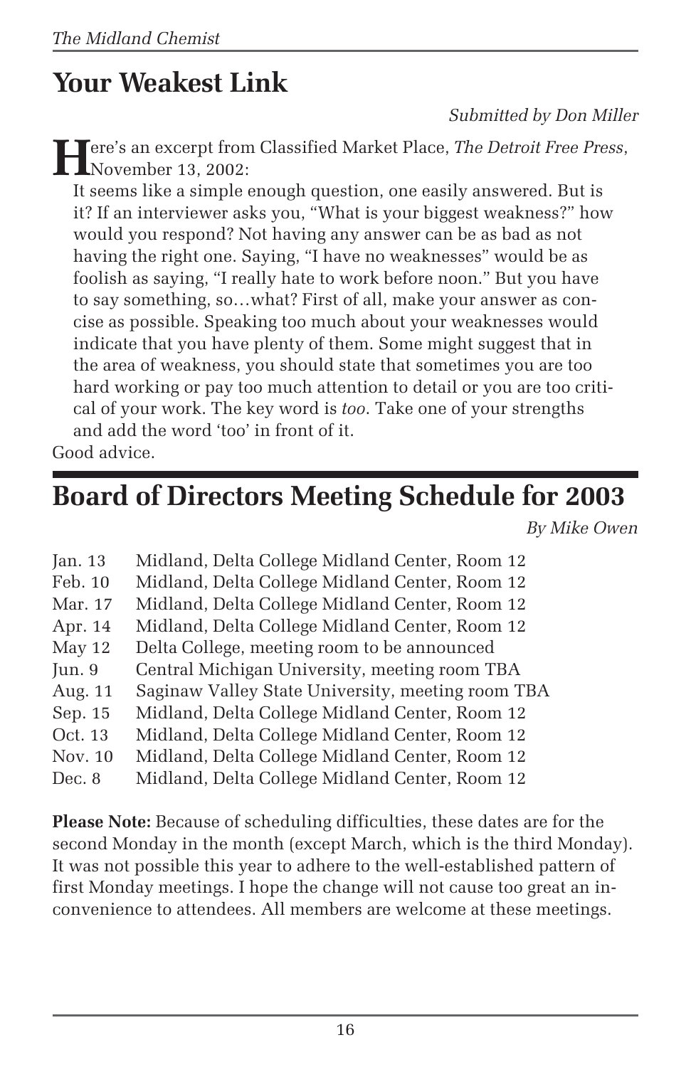# Your Weakest Link

*Submitted by Don Miller*

Here's an excerpt from Classified Market Place, *The Detroit Free Press*, November 13, 2002:

> It seems like a simple enough question, one easily answered. But is it? If an interviewer asks you, "What is your biggest weakness?" how would you respond? Not having any answer can be as bad as not having the right one. Saying, "I have no weaknesses" would be as foolish as saying, "I really hate to work before noon." But you have to say something, so…what? First of all, make your answer as concise as possible. Speaking too much about your weaknesses would indicate that you have plenty of them. Some might suggest that in the area of weakness, you should state that sometimes you are too hard working or pay too much attention to detail or you are too critical of your work. The key word is *too*. Take one of your strengths and add the word 'too' in front of it.

Good advice.

# Board of Directors Meeting Schedule for 2003

*By Mike Owen*

| | |
|---|---|
| Jan. 13 | Midland, Delta College Midland Center, Room 12 |
| Feb. 10 | Midland, Delta College Midland Center, Room 12 |
| Mar. 17 | Midland, Delta College Midland Center, Room 12 |
| Apr. 14 | Midland, Delta College Midland Center, Room 12 |
| May 12 | Delta College, meeting room to be announced |
| Jun. 9 | Central Michigan University, meeting room TBA |
| Aug. 11 | Saginaw Valley State University, meeting room TBA |
| Sep. 15 | Midland, Delta College Midland Center, Room 12 |
| Oct. 13 | Midland, Delta College Midland Center, Room 12 |
| Nov. 10 | Midland, Delta College Midland Center, Room 12 |
| Dec. 8 | Midland, Delta College Midland Center, Room 12 |

**Please Note:** Because of scheduling difficulties, these dates are for the second Monday in the month (except March, which is the third Monday). It was not possible this year to adhere to the well-established pattern of first Monday meetings. I hope the change will not cause too great an inconvenience to attendees. All members are welcome at these meetings.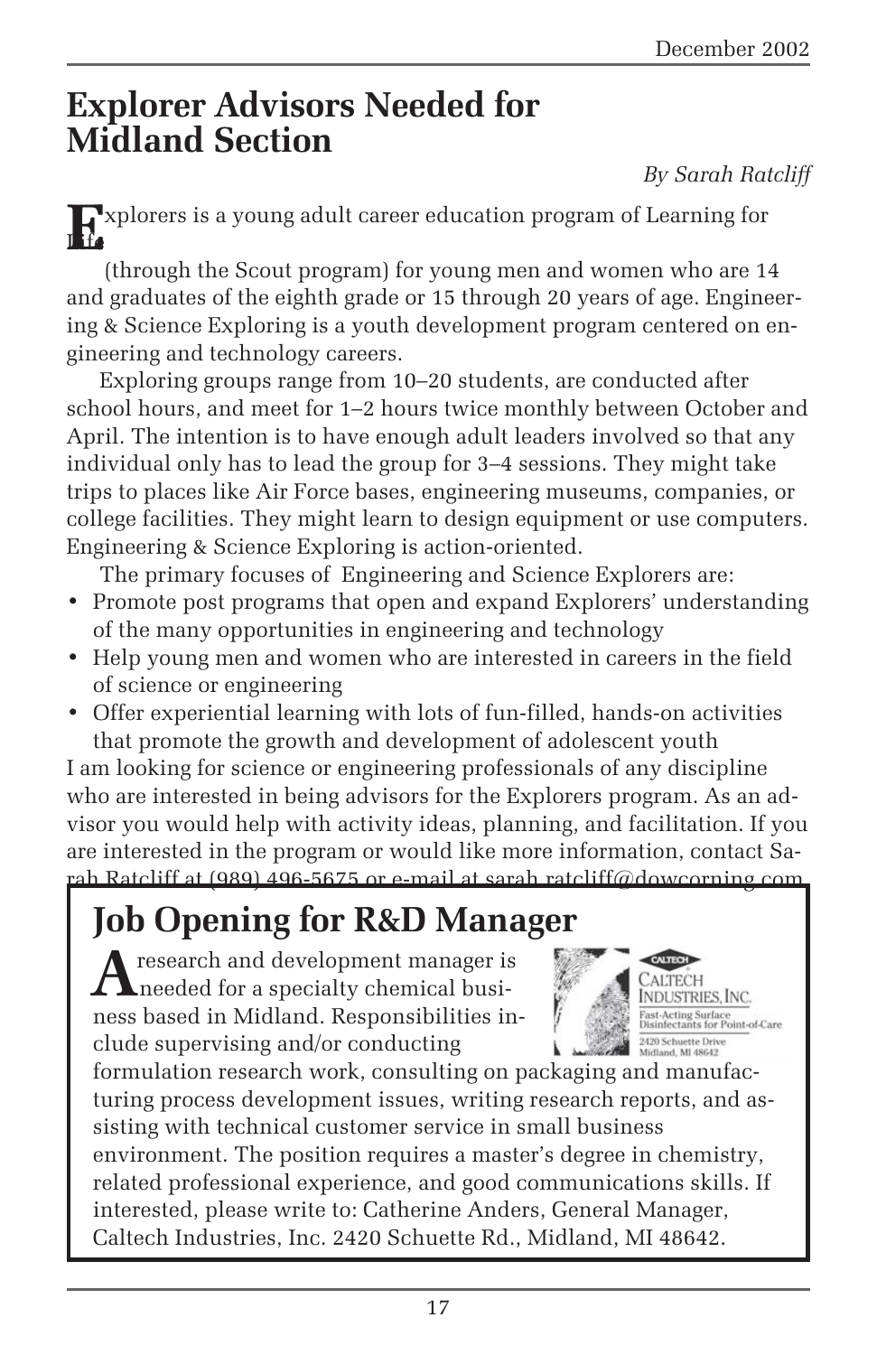# Explorer Advisors Needed for Midland Section

*By Sarah Ratcliff*

Explorers is a young adult career education program of Learning for Life (through the Scout program) for young men and women who are 14 and graduates of the eighth grade or 15 through 20 years of age. Engineering & Science Exploring is a youth development program centered on engineering and technology careers.

Exploring groups range from 10–20 students, are conducted after school hours, and meet for 1–2 hours twice monthly between October and April. The intention is to have enough adult leaders involved so that any individual only has to lead the group for 3–4 sessions. They might take trips to places like Air Force bases, engineering museums, companies, or college facilities. They might learn to design equipment or use computers. Engineering & Science Exploring is action-oriented.

The primary focuses of Engineering and Science Explorers are:

- Promote post programs that open and expand Explorers' understanding of the many opportunities in engineering and technology
- Help young men and women who are interested in careers in the field of science or engineering
- Offer experiential learning with lots of fun-filled, hands-on activities that promote the growth and development of adolescent youth

I am looking for science or engineering professionals of any discipline who are interested in being advisors for the Explorers program. As an advisor you would help with activity ideas, planning, and facilitation. If you are interested in the program or would like more information, contact Sarah Ratcliff at (989) 496-5675 or e-mail at sarah.ratcliff@dowcorning.com.

## Job Opening for R&D Manager

CALTECH
Caltech Industries, Inc.
Fast-Acting Surface Disinfectants for Point-of-Care
2420 Schuette Drive
Midland, MI 48642

A research and development manager is needed for a specialty chemical business based in Midland. Responsibilities include supervising and/or conducting formulation research work, consulting on packaging and manufacturing process development issues, writing research reports, and assisting with technical customer service in small business environment. The position requires a master's degree in chemistry, related professional experience, and good communications skills. If interested, please write to: Catherine Anders, General Manager, Caltech Industries, Inc. 2420 Schuette Rd., Midland, MI 48642.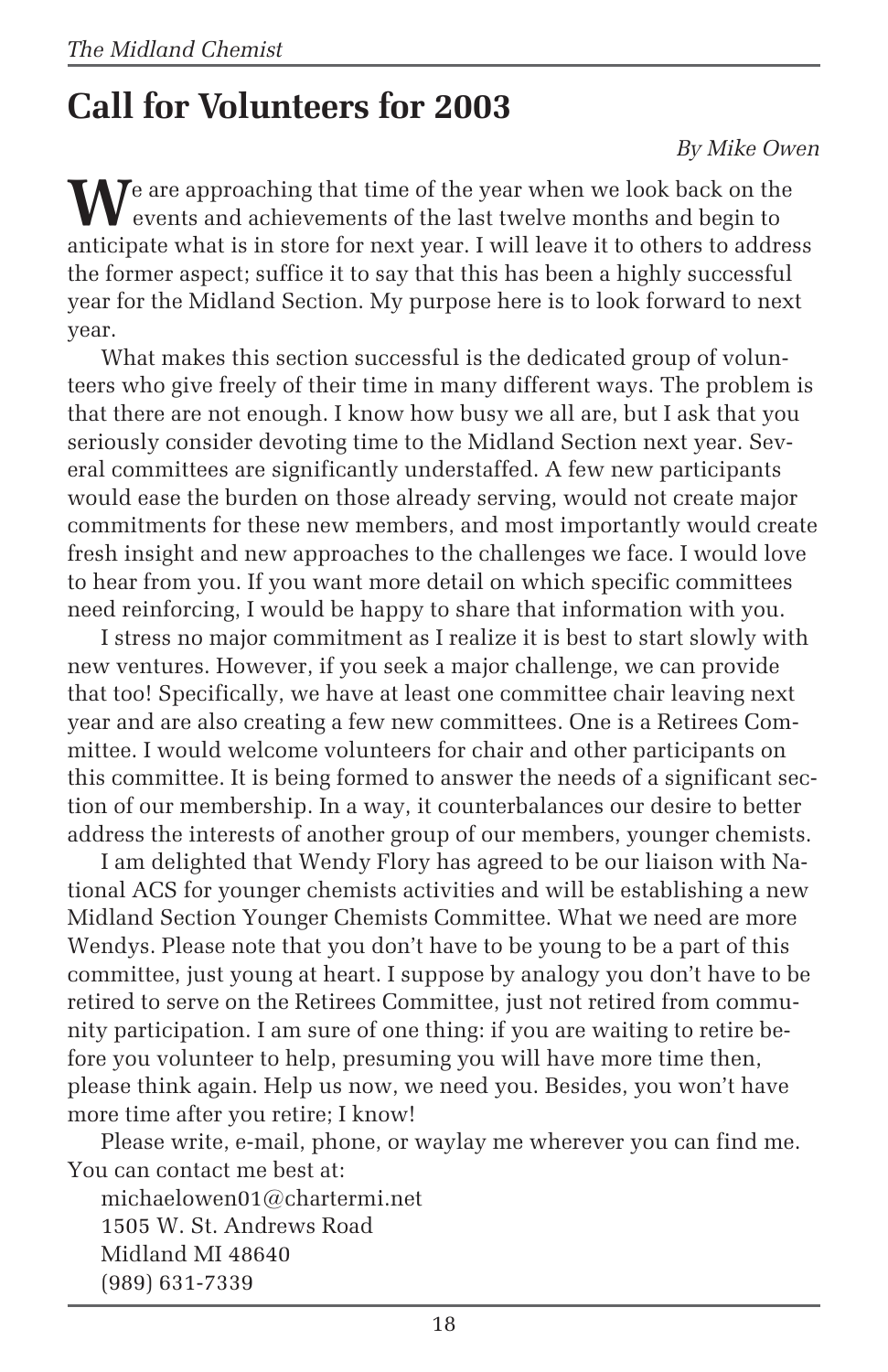# Call for Volunteers for 2003

*By Mike Owen*

We are approaching that time of the year when we look back on the events and achievements of the last twelve months and begin to anticipate what is in store for next year. I will leave it to others to address the former aspect; suffice it to say that this has been a highly successful year for the Midland Section. My purpose here is to look forward to next year.

What makes this section successful is the dedicated group of volunteers who give freely of their time in many different ways. The problem is that there are not enough. I know how busy we all are, but I ask that you seriously consider devoting time to the Midland Section next year. Several committees are significantly understaffed. A few new participants would ease the burden on those already serving, would not create major commitments for these new members, and most importantly would create fresh insight and new approaches to the challenges we face. I would love to hear from you. If you want more detail on which specific committees need reinforcing, I would be happy to share that information with you.

I stress no major commitment as I realize it is best to start slowly with new ventures. However, if you seek a major challenge, we can provide that too! Specifically, we have at least one committee chair leaving next year and are also creating a few new committees. One is a Retirees Committee. I would welcome volunteers for chair and other participants on this committee. It is being formed to answer the needs of a significant section of our membership. In a way, it counterbalances our desire to better address the interests of another group of our members, younger chemists.

I am delighted that Wendy Flory has agreed to be our liaison with National ACS for younger chemists activities and will be establishing a new Midland Section Younger Chemists Committee. What we need are more Wendys. Please note that you don't have to be young to be a part of this committee, just young at heart. I suppose by analogy you don't have to be retired to serve on the Retirees Committee, just not retired from community participation. I am sure of one thing: if you are waiting to retire before you volunteer to help, presuming you will have more time then, please think again. Help us now, we need you. Besides, you won't have more time after you retire; I know!

Please write, e-mail, phone, or waylay me wherever you can find me. You can contact me best at:

michaelowen01@chartermi.net  
1505 W. St. Andrews Road  
Midland MI 48640  
(989) 631-7339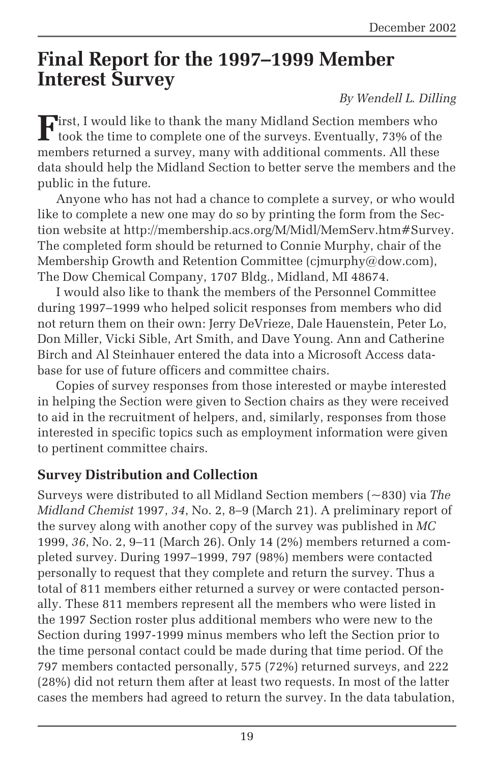# Final Report for the 1997–1999 Member Interest Survey

*By Wendell L. Dilling*

First, I would like to thank the many Midland Section members who took the time to complete one of the surveys. Eventually, 73% of the members returned a survey, many with additional comments. All these data should help the Midland Section to better serve the members and the public in the future.

Anyone who has not had a chance to complete a survey, or who would like to complete a new one may do so by printing the form from the Section website at http://membership.acs.org/M/Midl/MemServ.htm#Survey. The completed form should be returned to Connie Murphy, chair of the Membership Growth and Retention Committee (cjmurphy@dow.com), The Dow Chemical Company, 1707 Bldg., Midland, MI 48674.

I would also like to thank the members of the Personnel Committee during 1997–1999 who helped solicit responses from members who did not return them on their own: Jerry DeVrieze, Dale Hauenstein, Peter Lo, Don Miller, Vicki Sible, Art Smith, and Dave Young. Ann and Catherine Birch and Al Steinhauer entered the data into a Microsoft Access database for use of future officers and committee chairs.

Copies of survey responses from those interested or maybe interested in helping the Section were given to Section chairs as they were received to aid in the recruitment of helpers, and, similarly, responses from those interested in specific topics such as employment information were given to pertinent committee chairs.

### Survey Distribution and Collection

Surveys were distributed to all Midland Section members (~830) via *The Midland Chemist* 1997, *34*, No. 2, 8–9 (March 21). A preliminary report of the survey along with another copy of the survey was published in *MC* 1999, *36*, No. 2, 9–11 (March 26). Only 14 (2%) members returned a completed survey. During 1997–1999, 797 (98%) members were contacted personally to request that they complete and return the survey. Thus a total of 811 members either returned a survey or were contacted personally. These 811 members represent all the members who were listed in the 1997 Section roster plus additional members who were new to the Section during 1997-1999 minus members who left the Section prior to the time personal contact could be made during that time period. Of the 797 members contacted personally, 575 (72%) returned surveys, and 222 (28%) did not return them after at least two requests. In most of the latter cases the members had agreed to return the survey. In the data tabulation,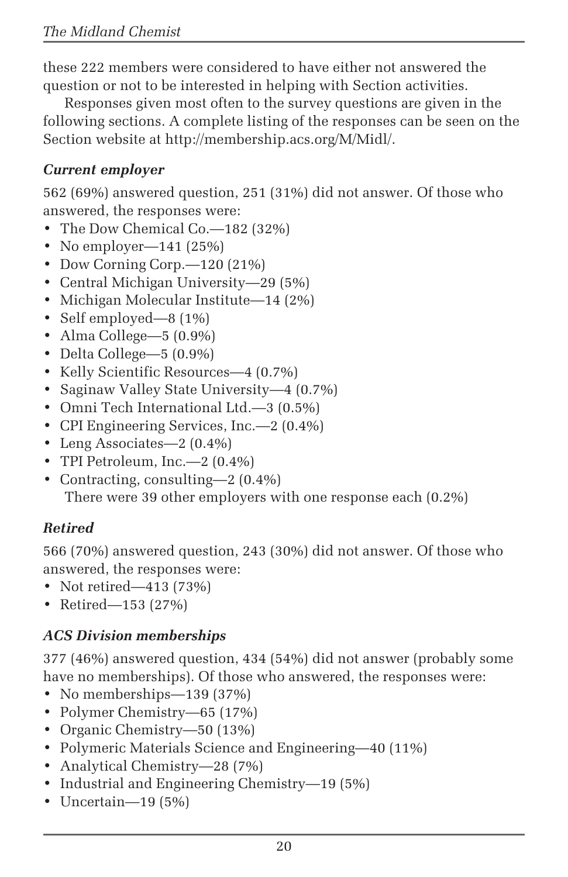these 222 members were considered to have either not answered the question or not to be interested in helping with Section activities.

Responses given most often to the survey questions are given in the following sections. A complete listing of the responses can be seen on the Section website at http://membership.acs.org/M/Midl/.

### *Current employer*

562 (69%) answered question, 251 (31%) did not answer. Of those who answered, the responses were:

- The Dow Chemical Co.—182 (32%)
- No employer—141 (25%)
- Dow Corning Corp.—120 (21%)
- Central Michigan University—29 (5%)
- Michigan Molecular Institute—14 (2%)
- Self employed—8 (1%)
- Alma College—5 (0.9%)
- Delta College—5 (0.9%)
- Kelly Scientific Resources—4 (0.7%)
- Saginaw Valley State University—4 (0.7%)
- Omni Tech International Ltd.—3 (0.5%)
- CPI Engineering Services, Inc.—2 (0.4%)
- Leng Associates—2 (0.4%)
- TPI Petroleum, Inc.—2 (0.4%)
- Contracting, consulting—2 (0.4%)

There were 39 other employers with one response each (0.2%)

### *Retired*

566 (70%) answered question, 243 (30%) did not answer. Of those who answered, the responses were:

- Not retired—413 (73%)
- Retired—153 (27%)

### *ACS Division memberships*

377 (46%) answered question, 434 (54%) did not answer (probably some have no memberships). Of those who answered, the responses were:

- No memberships—139 (37%)
- Polymer Chemistry—65 (17%)
- Organic Chemistry—50 (13%)
- Polymeric Materials Science and Engineering—40 (11%)
- Analytical Chemistry—28 (7%)
- Industrial and Engineering Chemistry—19 (5%)
- Uncertain—19 (5%)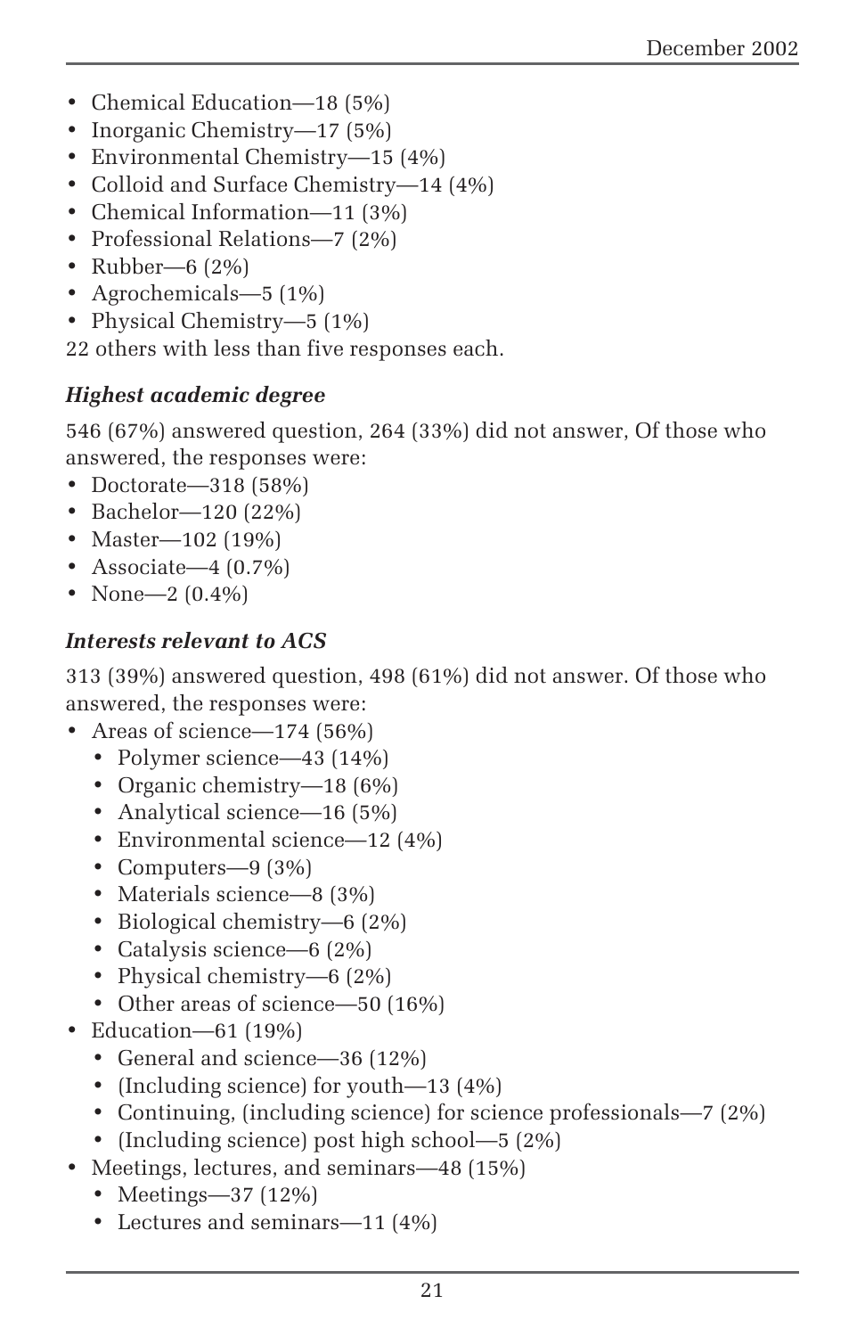- Chemical Education—18 (5%)
- Inorganic Chemistry—17 (5%)
- Environmental Chemistry—15 (4%)
- Colloid and Surface Chemistry—14 (4%)
- Chemical Information—11 (3%)
- Professional Relations—7 (2%)
- Rubber—6 (2%)
- Agrochemicals—5 (1%)
- Physical Chemistry—5 (1%)

22 others with less than five responses each.

### *Highest academic degree*

546 (67%) answered question, 264 (33%) did not answer, Of those who answered, the responses were:

- Doctorate—318 (58%)
- Bachelor—120 (22%)
- Master—102 (19%)
- Associate—4 (0.7%)
- None—2 (0.4%)

### *Interests relevant to ACS*

313 (39%) answered question, 498 (61%) did not answer. Of those who answered, the responses were:

- Areas of science—174 (56%)
  - Polymer science—43 (14%)
  - Organic chemistry—18 (6%)
  - Analytical science—16 (5%)
  - Environmental science—12 (4%)
  - Computers—9 (3%)
  - Materials science—8 (3%)
  - Biological chemistry—6 (2%)
  - Catalysis science—6 (2%)
  - Physical chemistry—6 (2%)
  - Other areas of science—50 (16%)
- Education—61 (19%)
  - General and science—36 (12%)
  - (Including science) for youth—13 (4%)
  - Continuing, (including science) for science professionals—7 (2%)
  - (Including science) post high school—5 (2%)
- Meetings, lectures, and seminars—48 (15%)
  - Meetings—37 (12%)
  - Lectures and seminars—11 (4%)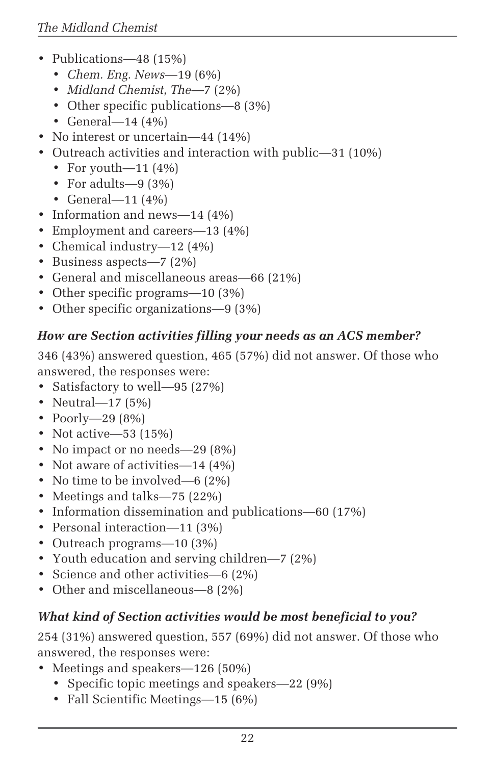- Publications—48 (15%)
  - *Chem. Eng. News*—19 (6%)
  - *Midland Chemist, The*—7 (2%)
  - Other specific publications—8 (3%)
  - General—14 (4%)
- No interest or uncertain—44 (14%)
- Outreach activities and interaction with public—31 (10%)
  - For youth—11 (4%)
  - For adults—9 (3%)
  - General—11 (4%)
- Information and news—14 (4%)
- Employment and careers—13 (4%)
- Chemical industry—12 (4%)
- Business aspects—7 (2%)
- General and miscellaneous areas—66 (21%)
- Other specific programs—10 (3%)
- Other specific organizations—9 (3%)

### *How are Section activities filling your needs as an ACS member?*

346 (43%) answered question, 465 (57%) did not answer. Of those who answered, the responses were:

- Satisfactory to well—95 (27%)
- Neutral—17 (5%)
- Poorly—29 (8%)
- Not active—53 (15%)
- No impact or no needs—29 (8%)
- Not aware of activities—14 (4%)
- No time to be involved—6 (2%)
- Meetings and talks—75 (22%)
- Information dissemination and publications—60 (17%)
- Personal interaction—11 (3%)
- Outreach programs—10 (3%)
- Youth education and serving children—7 (2%)
- Science and other activities—6 (2%)
- Other and miscellaneous—8 (2%)

### *What kind of Section activities would be most beneficial to you?*

254 (31%) answered question, 557 (69%) did not answer. Of those who answered, the responses were:

- Meetings and speakers—126 (50%)
  - Specific topic meetings and speakers—22 (9%)
  - Fall Scientific Meetings—15 (6%)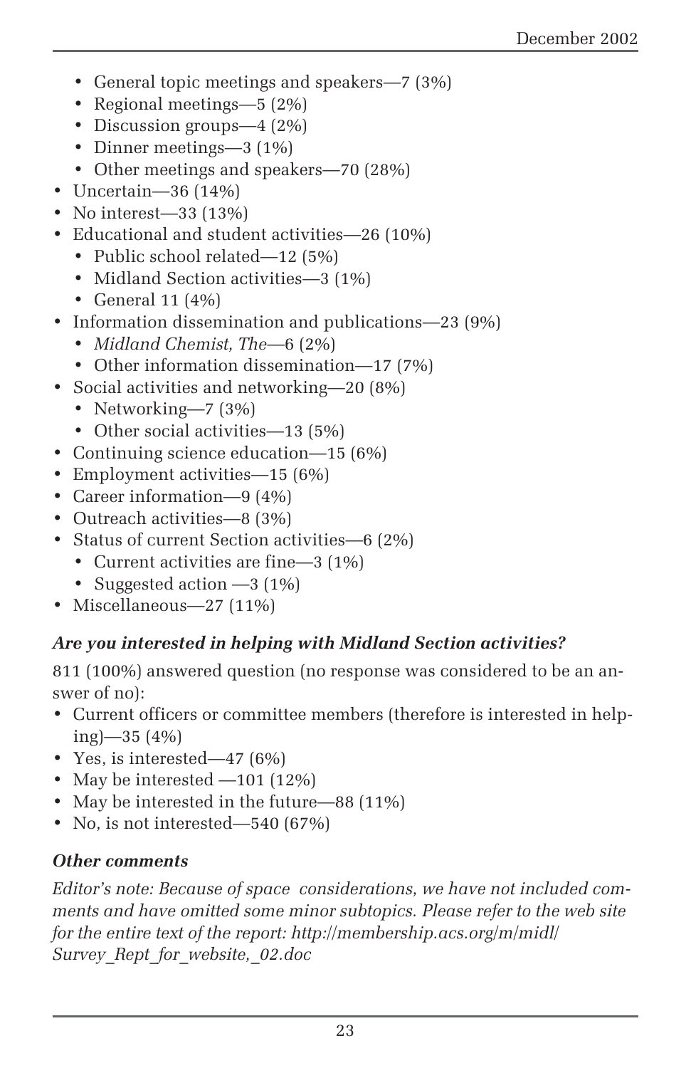- General topic meetings and speakers—7 (3%)
  - Regional meetings—5 (2%)
  - Discussion groups—4 (2%)
  - Dinner meetings—3 (1%)
  - Other meetings and speakers—70 (28%)
- Uncertain—36 (14%)
- No interest—33 (13%)
- Educational and student activities—26 (10%)
  - Public school related—12 (5%)
  - Midland Section activities—3 (1%)
  - General 11 (4%)
- Information dissemination and publications—23 (9%)
  - *Midland Chemist, The*—6 (2%)
  - Other information dissemination—17 (7%)
- Social activities and networking—20 (8%)
  - Networking—7 (3%)
  - Other social activities—13 (5%)
- Continuing science education—15 (6%)
- Employment activities—15 (6%)
- Career information—9 (4%)
- Outreach activities—8 (3%)
- Status of current Section activities—6 (2%)
  - Current activities are fine—3 (1%)
  - Suggested action —3 (1%)
- Miscellaneous—27 (11%)

### *Are you interested in helping with Midland Section activities?*

811 (100%) answered question (no response was considered to be an answer of no):

- Current officers or committee members (therefore is interested in helping)—35 (4%)
- Yes, is interested—47 (6%)
- May be interested —101 (12%)
- May be interested in the future—88 (11%)
- No, is not interested—540 (67%)

### *Other comments*

*Editor's note: Because of space considerations, we have not included comments and have omitted some minor subtopics. Please refer to the web site for the entire text of the report: http://membership.acs.org/m/midl/Survey_Rept_for_website,_02.doc*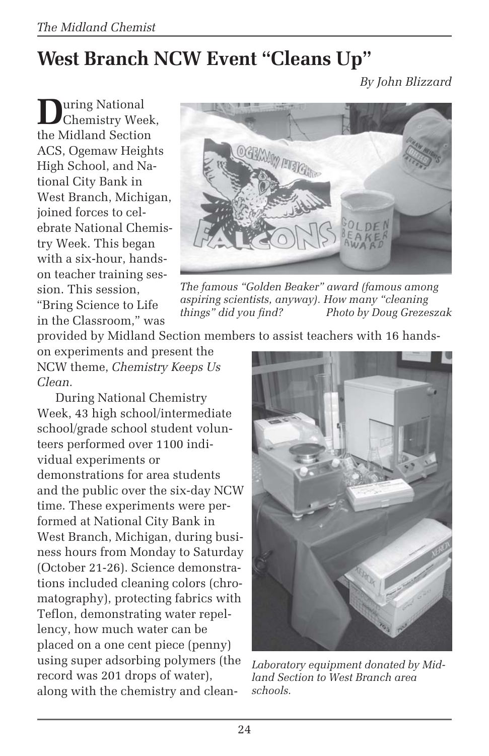# West Branch NCW Event "Cleans Up"

*By John Blizzard*

During National Chemistry Week, the Midland Section ACS, Ogemaw Heights High School, and National City Bank in West Branch, Michigan, joined forces to celebrate National Chemistry Week. This began with a six-hour, hands-on teacher training session. This session, "Bring Science to Life in the Classroom," was provided by Midland Section members to assist teachers with 16 hands-on experiments and present the NCW theme, *Chemistry Keeps Us Clean.*

*The famous "Golden Beaker" award (famous among aspiring scientists, anyway). How many "cleaning things" did you find? Photo by Doug Grezeszak*

During National Chemistry Week, 43 high school/intermediate school/grade school student volunteers performed over 1100 individual experiments or demonstrations for area students and the public over the six-day NCW time. These experiments were performed at National City Bank in West Branch, Michigan, during business hours from Monday to Saturday (October 21-26). Science demonstrations included cleaning colors (chromatography), protecting fabrics with Teflon, demonstrating water repellency, how much water can be placed on a one cent piece (penny) using super adsorbing polymers (the record was 201 drops of water), along with the chemistry and clean-

*Laboratory equipment donated by Midland Section to West Branch area schools.*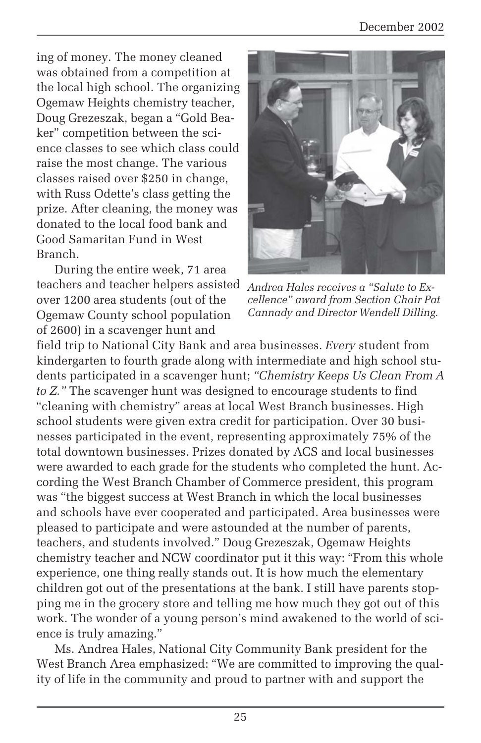ing of money. The money cleaned was obtained from a competition at the local high school. The organizing Ogemaw Heights chemistry teacher, Doug Grezeszak, began a "Gold Beaker" competition between the science classes to see which class could raise the most change. The various classes raised over $250 in change, with Russ Odette's class getting the prize. After cleaning, the money was donated to the local food bank and Good Samaritan Fund in West Branch.

*Andrea Hales receives a "Salute to Excellence" award from Section Chair Pat Cannady and Director Wendell Dilling.*

During the entire week, 71 area teachers and teacher helpers assisted over 1200 area students (out of the Ogemaw County school population of 2600) in a scavenger hunt and field trip to National City Bank and area businesses. *Every* student from kindergarten to fourth grade along with intermediate and high school students participated in a scavenger hunt; *"Chemistry Keeps Us Clean From A to Z."* The scavenger hunt was designed to encourage students to find "cleaning with chemistry" areas at local West Branch businesses. High school students were given extra credit for participation. Over 30 businesses participated in the event, representing approximately 75% of the total downtown businesses. Prizes donated by ACS and local businesses were awarded to each grade for the students who completed the hunt. According the West Branch Chamber of Commerce president, this program was "the biggest success at West Branch in which the local businesses and schools have ever cooperated and participated. Area businesses were pleased to participate and were astounded at the number of parents, teachers, and students involved." Doug Grezeszak, Ogemaw Heights chemistry teacher and NCW coordinator put it this way: "From this whole experience, one thing really stands out. It is how much the elementary children got out of the presentations at the bank. I still have parents stopping me in the grocery store and telling me how much they got out of this work. The wonder of a young person's mind awakened to the world of science is truly amazing."

Ms. Andrea Hales, National City Community Bank president for the West Branch Area emphasized: "We are committed to improving the quality of life in the community and proud to partner with and support the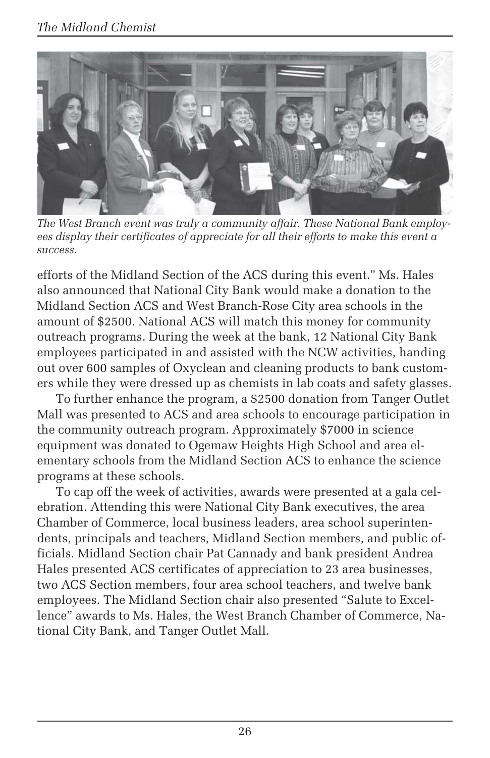*The West Branch event was truly a community affair. These National Bank employees display their certificates of appreciate for all their efforts to make this event a success.*

efforts of the Midland Section of the ACS during this event." Ms. Hales also announced that National City Bank would make a donation to the Midland Section ACS and West Branch-Rose City area schools in the amount of $2500. National ACS will match this money for community outreach programs. During the week at the bank, 12 National City Bank employees participated in and assisted with the NCW activities, handing out over 600 samples of Oxyclean and cleaning products to bank customers while they were dressed up as chemists in lab coats and safety glasses.

To further enhance the program, a $2500 donation from Tanger Outlet Mall was presented to ACS and area schools to encourage participation in the community outreach program. Approximately $7000 in science equipment was donated to Ogemaw Heights High School and area elementary schools from the Midland Section ACS to enhance the science programs at these schools.

To cap off the week of activities, awards were presented at a gala celebration. Attending this were National City Bank executives, the area Chamber of Commerce, local business leaders, area school superintendents, principals and teachers, Midland Section members, and public officials. Midland Section chair Pat Cannady and bank president Andrea Hales presented ACS certificates of appreciation to 23 area businesses, two ACS Section members, four area school teachers, and twelve bank employees. The Midland Section chair also presented "Salute to Excellence" awards to Ms. Hales, the West Branch Chamber of Commerce, National City Bank, and Tanger Outlet Mall.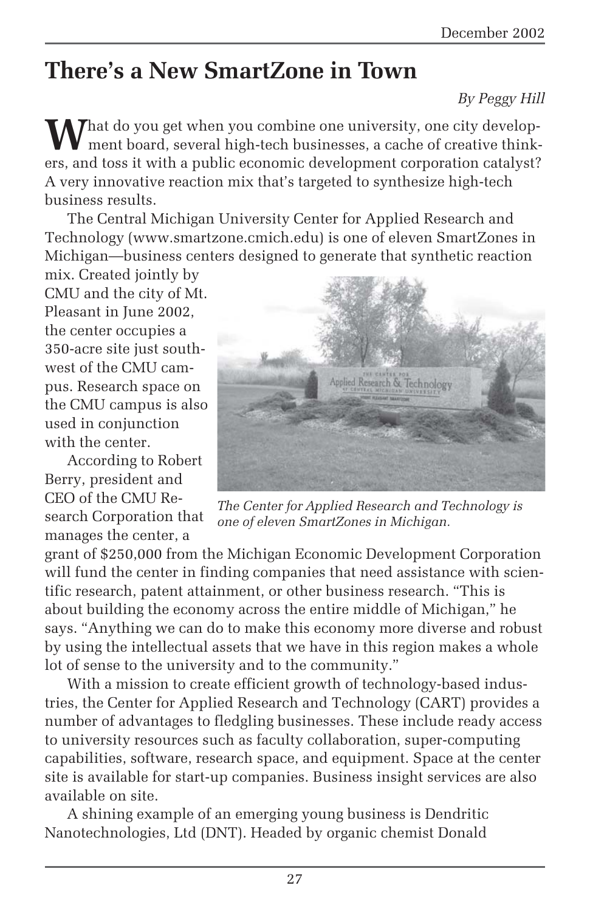# There's a New SmartZone in Town

*By Peggy Hill*

What do you get when you combine one university, one city development board, several high-tech businesses, a cache of creative thinkers, and toss it with a public economic development corporation catalyst? A very innovative reaction mix that's targeted to synthesize high-tech business results.

The Central Michigan University Center for Applied Research and Technology (www.smartzone.cmich.edu) is one of eleven SmartZones in Michigan—business centers designed to generate that synthetic reaction mix. Created jointly by CMU and the city of Mt. Pleasant in June 2002, the center occupies a 350-acre site just southwest of the CMU campus. Research space on the CMU campus is also used in conjunction with the center.

*The Center for Applied Research and Technology is one of eleven SmartZones in Michigan.*

According to Robert Berry, president and CEO of the CMU Research Corporation that manages the center, a grant of $250,000 from the Michigan Economic Development Corporation will fund the center in finding companies that need assistance with scientific research, patent attainment, or other business research. "This is about building the economy across the entire middle of Michigan," he says. "Anything we can do to make this economy more diverse and robust by using the intellectual assets that we have in this region makes a whole lot of sense to the university and to the community."

With a mission to create efficient growth of technology-based industries, the Center for Applied Research and Technology (CART) provides a number of advantages to fledgling businesses. These include ready access to university resources such as faculty collaboration, super-computing capabilities, software, research space, and equipment. Space at the center site is available for start-up companies. Business insight services are also available on site.

A shining example of an emerging young business is Dendritic Nanotechnologies, Ltd (DNT). Headed by organic chemist Donald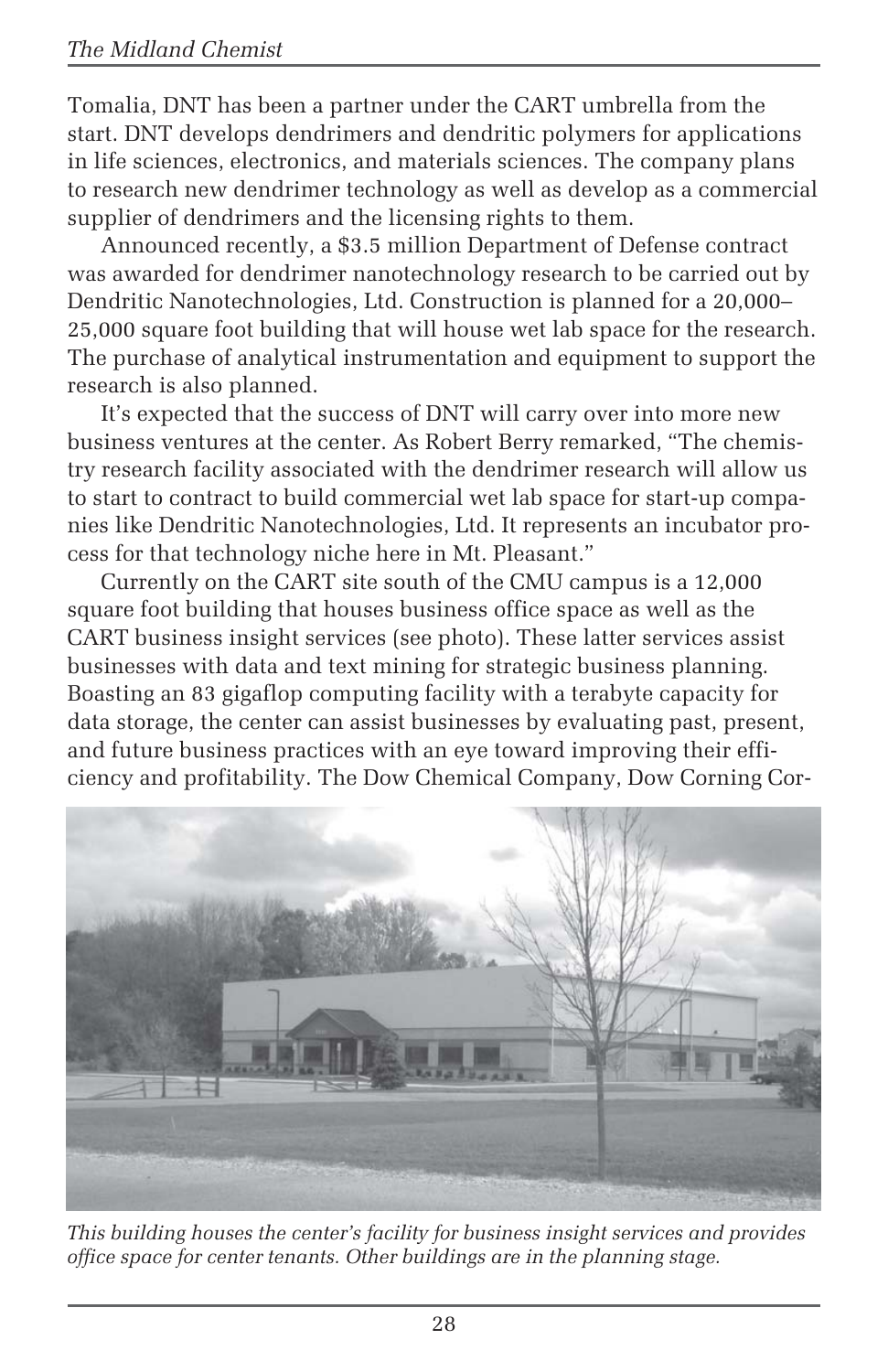Tomalia, DNT has been a partner under the CART umbrella from the start. DNT develops dendrimers and dendritic polymers for applications in life sciences, electronics, and materials sciences. The company plans to research new dendrimer technology as well as develop as a commercial supplier of dendrimers and the licensing rights to them.

Announced recently, a $3.5 million Department of Defense contract was awarded for dendrimer nanotechnology research to be carried out by Dendritic Nanotechnologies, Ltd. Construction is planned for a 20,000–25,000 square foot building that will house wet lab space for the research. The purchase of analytical instrumentation and equipment to support the research is also planned.

It's expected that the success of DNT will carry over into more new business ventures at the center. As Robert Berry remarked, "The chemistry research facility associated with the dendrimer research will allow us to start to contract to build commercial wet lab space for start-up companies like Dendritic Nanotechnologies, Ltd. It represents an incubator process for that technology niche here in Mt. Pleasant."

Currently on the CART site south of the CMU campus is a 12,000 square foot building that houses business office space as well as the CART business insight services (see photo). These latter services assist businesses with data and text mining for strategic business planning. Boasting an 83 gigaflop computing facility with a terabyte capacity for data storage, the center can assist businesses by evaluating past, present, and future business practices with an eye toward improving their efficiency and profitability. The Dow Chemical Company, Dow Corning Cor-

*This building houses the center's facility for business insight services and provides office space for center tenants. Other buildings are in the planning stage.*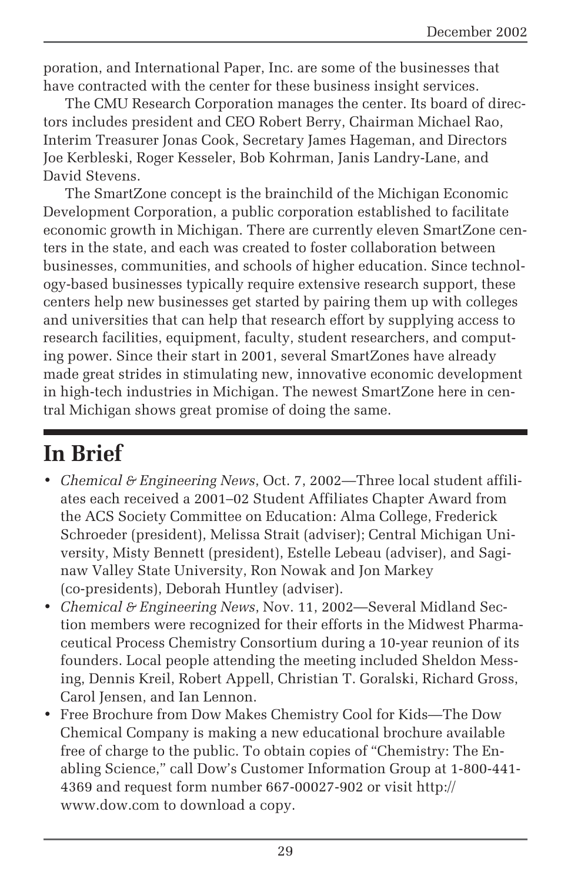poration, and International Paper, Inc. are some of the businesses that have contracted with the center for these business insight services.

The CMU Research Corporation manages the center. Its board of directors includes president and CEO Robert Berry, Chairman Michael Rao, Interim Treasurer Jonas Cook, Secretary James Hageman, and Directors Joe Kerbleski, Roger Kesseler, Bob Kohrman, Janis Landry-Lane, and David Stevens.

The SmartZone concept is the brainchild of the Michigan Economic Development Corporation, a public corporation established to facilitate economic growth in Michigan. There are currently eleven SmartZone centers in the state, and each was created to foster collaboration between businesses, communities, and schools of higher education. Since technology-based businesses typically require extensive research support, these centers help new businesses get started by pairing them up with colleges and universities that can help that research effort by supplying access to research facilities, equipment, faculty, student researchers, and computing power. Since their start in 2001, several SmartZones have already made great strides in stimulating new, innovative economic development in high-tech industries in Michigan. The newest SmartZone here in central Michigan shows great promise of doing the same.

# In Brief

- *Chemical & Engineering News*, Oct. 7, 2002—Three local student affiliates each received a 2001–02 Student Affiliates Chapter Award from the ACS Society Committee on Education: Alma College, Frederick Schroeder (president), Melissa Strait (adviser); Central Michigan University, Misty Bennett (president), Estelle Lebeau (adviser), and Saginaw Valley State University, Ron Nowak and Jon Markey (co-presidents), Deborah Huntley (adviser).
- *Chemical & Engineering News*, Nov. 11, 2002—Several Midland Section members were recognized for their efforts in the Midwest Pharmaceutical Process Chemistry Consortium during a 10-year reunion of its founders. Local people attending the meeting included Sheldon Messing, Dennis Kreil, Robert Appell, Christian T. Goralski, Richard Gross, Carol Jensen, and Ian Lennon.
- Free Brochure from Dow Makes Chemistry Cool for Kids—The Dow Chemical Company is making a new educational brochure available free of charge to the public. To obtain copies of "Chemistry: The Enabling Science," call Dow's Customer Information Group at 1-800-441-4369 and request form number 667-00027-902 or visit http://www.dow.com to download a copy.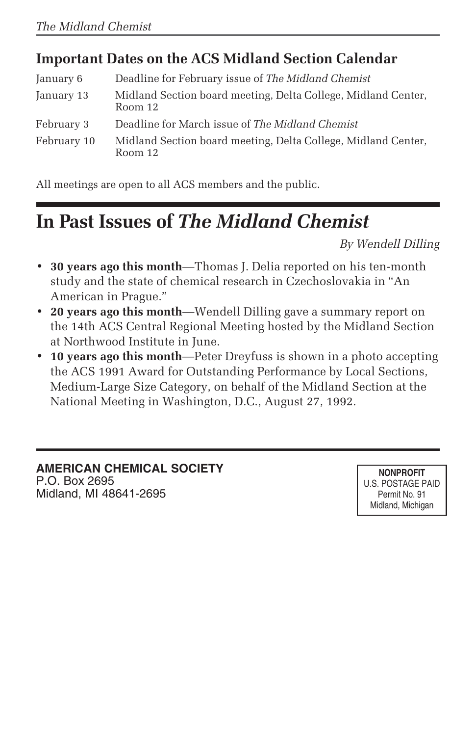## Important Dates on the ACS Midland Section Calendar

| | |
|---|---|
| January 6 | Deadline for February issue of *The Midland Chemist* |
| January 13 | Midland Section board meeting, Delta College, Midland Center, Room 12 |
| February 3 | Deadline for March issue of *The Midland Chemist* |
| February 10 | Midland Section board meeting, Delta College, Midland Center, Room 12 |

All meetings are open to all ACS members and the public.

# In Past Issues of *The Midland Chemist*

*By Wendell Dilling*

- **30 years ago this month**—Thomas J. Delia reported on his ten-month study and the state of chemical research in Czechoslovakia in "An American in Prague."
- **20 years ago this month**—Wendell Dilling gave a summary report on the 14th ACS Central Regional Meeting hosted by the Midland Section at Northwood Institute in June.
- **10 years ago this month**—Peter Dreyfuss is shown in a photo accepting the ACS 1991 Award for Outstanding Performance by Local Sections, Medium-Large Size Category, on behalf of the Midland Section at the National Meeting in Washington, D.C., August 27, 1992.

**AMERICAN CHEMICAL SOCIETY**
P.O. Box 2695
Midland, MI 48641-2695

**NONPROFIT**
U.S. POSTAGE PAID
Permit No. 91
Midland, Michigan